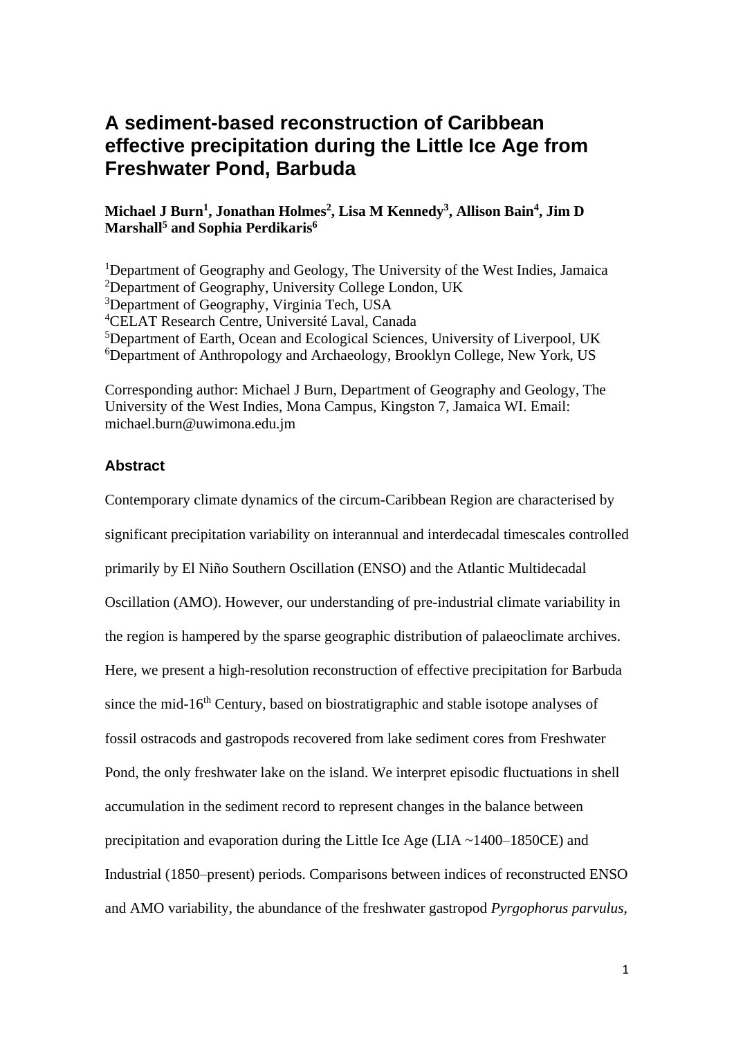# A sediment-based reconstruction of Caribbean effective precipitation during the Little Ice Age from Freshwater Pond, Barbuda

**Michael J Burn[1], Jonathan Holmes[2], Lisa M Kennedy[3], Allison Bain[4], Jim D Marshall[5] and Sophia Perdikaris[6]**

[1]Department of Geography and Geology, The University of the West Indies, Jamaica
[2]Department of Geography, University College London, UK
[3]Department of Geography, Virginia Tech, USA
[4]CELAT Research Centre, Université Laval, Canada
[5]Department of Earth, Ocean and Ecological Sciences, University of Liverpool, UK
[6]Department of Anthropology and Archaeology, Brooklyn College, New York, US

Corresponding author: Michael J Burn, Department of Geography and Geology, The University of the West Indies, Mona Campus, Kingston 7, Jamaica WI. Email: michael.burn@uwimona.edu.jm

## Abstract

Contemporary climate dynamics of the circum-Caribbean Region are characterised by significant precipitation variability on interannual and interdecadal timescales controlled primarily by El Niño Southern Oscillation (ENSO) and the Atlantic Multidecadal Oscillation (AMO). However, our understanding of pre-industrial climate variability in the region is hampered by the sparse geographic distribution of palaeoclimate archives. Here, we present a high-resolution reconstruction of effective precipitation for Barbuda since the mid-16th Century, based on biostratigraphic and stable isotope analyses of fossil ostracods and gastropods recovered from lake sediment cores from Freshwater Pond, the only freshwater lake on the island. We interpret episodic fluctuations in shell accumulation in the sediment record to represent changes in the balance between precipitation and evaporation during the Little Ice Age (LIA ~1400–1850CE) and Industrial (1850–present) periods. Comparisons between indices of reconstructed ENSO and AMO variability, the abundance of the freshwater gastropod *Pyrgophorus parvulus*,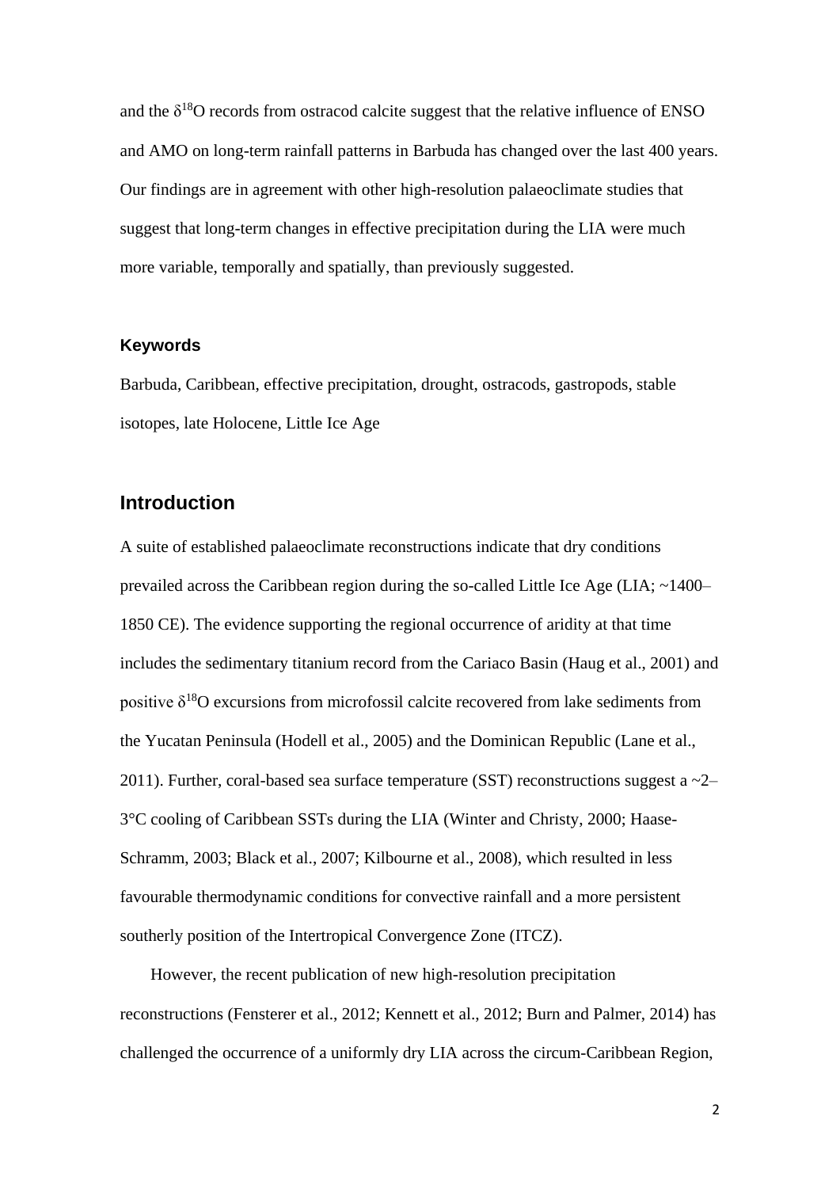and the $\delta^{18}O$ records from ostracod calcite suggest that the relative influence of ENSO and AMO on long-term rainfall patterns in Barbuda has changed over the last 400 years. Our findings are in agreement with other high-resolution palaeoclimate studies that suggest that long-term changes in effective precipitation during the LIA were much more variable, temporally and spatially, than previously suggested.

### Keywords

Barbuda, Caribbean, effective precipitation, drought, ostracods, gastropods, stable isotopes, late Holocene, Little Ice Age

## Introduction

A suite of established palaeoclimate reconstructions indicate that dry conditions prevailed across the Caribbean region during the so-called Little Ice Age (LIA; ~1400–1850 CE). The evidence supporting the regional occurrence of aridity at that time includes the sedimentary titanium record from the Cariaco Basin (Haug et al., 2001) and positive $\delta^{18}O$ excursions from microfossil calcite recovered from lake sediments from the Yucatan Peninsula (Hodell et al., 2005) and the Dominican Republic (Lane et al., 2011). Further, coral-based sea surface temperature (SST) reconstructions suggest a ~2–3°C cooling of Caribbean SSTs during the LIA (Winter and Christy, 2000; Haase-Schramm, 2003; Black et al., 2007; Kilbourne et al., 2008), which resulted in less favourable thermodynamic conditions for convective rainfall and a more persistent southerly position of the Intertropical Convergence Zone (ITCZ).

However, the recent publication of new high-resolution precipitation reconstructions (Fensterer et al., 2012; Kennett et al., 2012; Burn and Palmer, 2014) has challenged the occurrence of a uniformly dry LIA across the circum-Caribbean Region,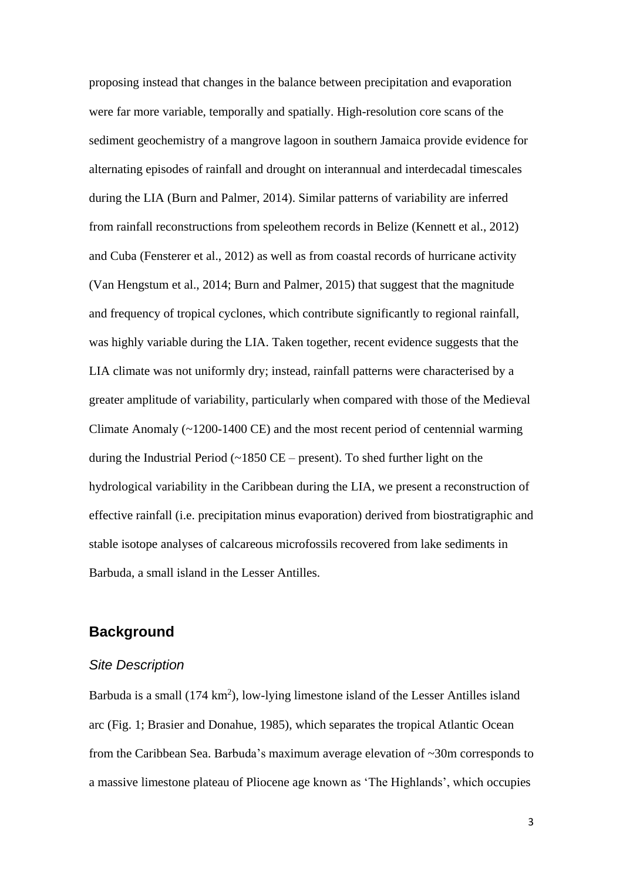proposing instead that changes in the balance between precipitation and evaporation were far more variable, temporally and spatially. High-resolution core scans of the sediment geochemistry of a mangrove lagoon in southern Jamaica provide evidence for alternating episodes of rainfall and drought on interannual and interdecadal timescales during the LIA (Burn and Palmer, 2014). Similar patterns of variability are inferred from rainfall reconstructions from speleothem records in Belize (Kennett et al., 2012) and Cuba (Fensterer et al., 2012) as well as from coastal records of hurricane activity (Van Hengstum et al., 2014; Burn and Palmer, 2015) that suggest that the magnitude and frequency of tropical cyclones, which contribute significantly to regional rainfall, was highly variable during the LIA. Taken together, recent evidence suggests that the LIA climate was not uniformly dry; instead, rainfall patterns were characterised by a greater amplitude of variability, particularly when compared with those of the Medieval Climate Anomaly (~1200-1400 CE) and the most recent period of centennial warming during the Industrial Period (~1850 CE – present). To shed further light on the hydrological variability in the Caribbean during the LIA, we present a reconstruction of effective rainfall (i.e. precipitation minus evaporation) derived from biostratigraphic and stable isotope analyses of calcareous microfossils recovered from lake sediments in Barbuda, a small island in the Lesser Antilles.

## Background

### *Site Description*

Barbuda is a small (174 km$^2$), low-lying limestone island of the Lesser Antilles island arc (Fig. 1; Brasier and Donahue, 1985), which separates the tropical Atlantic Ocean from the Caribbean Sea. Barbuda's maximum average elevation of ~30m corresponds to a massive limestone plateau of Pliocene age known as 'The Highlands', which occupies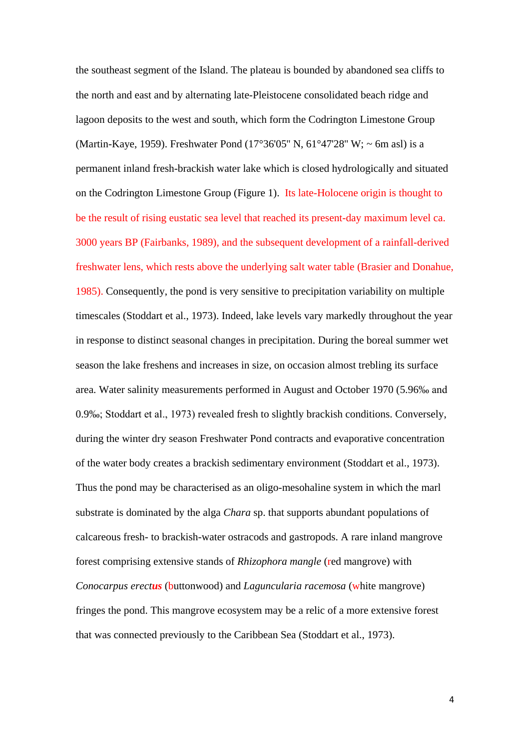the southeast segment of the Island. The plateau is bounded by abandoned sea cliffs to the north and east and by alternating late-Pleistocene consolidated beach ridge and lagoon deposits to the west and south, which form the Codrington Limestone Group (Martin-Kaye, 1959). Freshwater Pond (17°36'05" N, 61°47'28" W; ~ 6m asl) is a permanent inland fresh-brackish water lake which is closed hydrologically and situated on the Codrington Limestone Group (Figure 1). Its late-Holocene origin is thought to be the result of rising eustatic sea level that reached its present-day maximum level ca. 3000 years BP (Fairbanks, 1989), and the subsequent development of a rainfall-derived freshwater lens, which rests above the underlying salt water table (Brasier and Donahue, 1985). Consequently, the pond is very sensitive to precipitation variability on multiple timescales (Stoddart et al., 1973). Indeed, lake levels vary markedly throughout the year in response to distinct seasonal changes in precipitation. During the boreal summer wet season the lake freshens and increases in size, on occasion almost trebling its surface area. Water salinity measurements performed in August and October 1970 (5.96‰ and 0.9‰; Stoddart et al., 1973) revealed fresh to slightly brackish conditions. Conversely, during the winter dry season Freshwater Pond contracts and evaporative concentration of the water body creates a brackish sedimentary environment (Stoddart et al., 1973). Thus the pond may be characterised as an oligo-mesohaline system in which the marl substrate is dominated by the alga *Chara* sp. that supports abundant populations of calcareous fresh- to brackish-water ostracods and gastropods. A rare inland mangrove forest comprising extensive stands of *Rhizophora mangle* (red mangrove) with *Conocarpus erectus* (buttonwood) and *Laguncularia racemosa* (white mangrove) fringes the pond. This mangrove ecosystem may be a relic of a more extensive forest that was connected previously to the Caribbean Sea (Stoddart et al., 1973).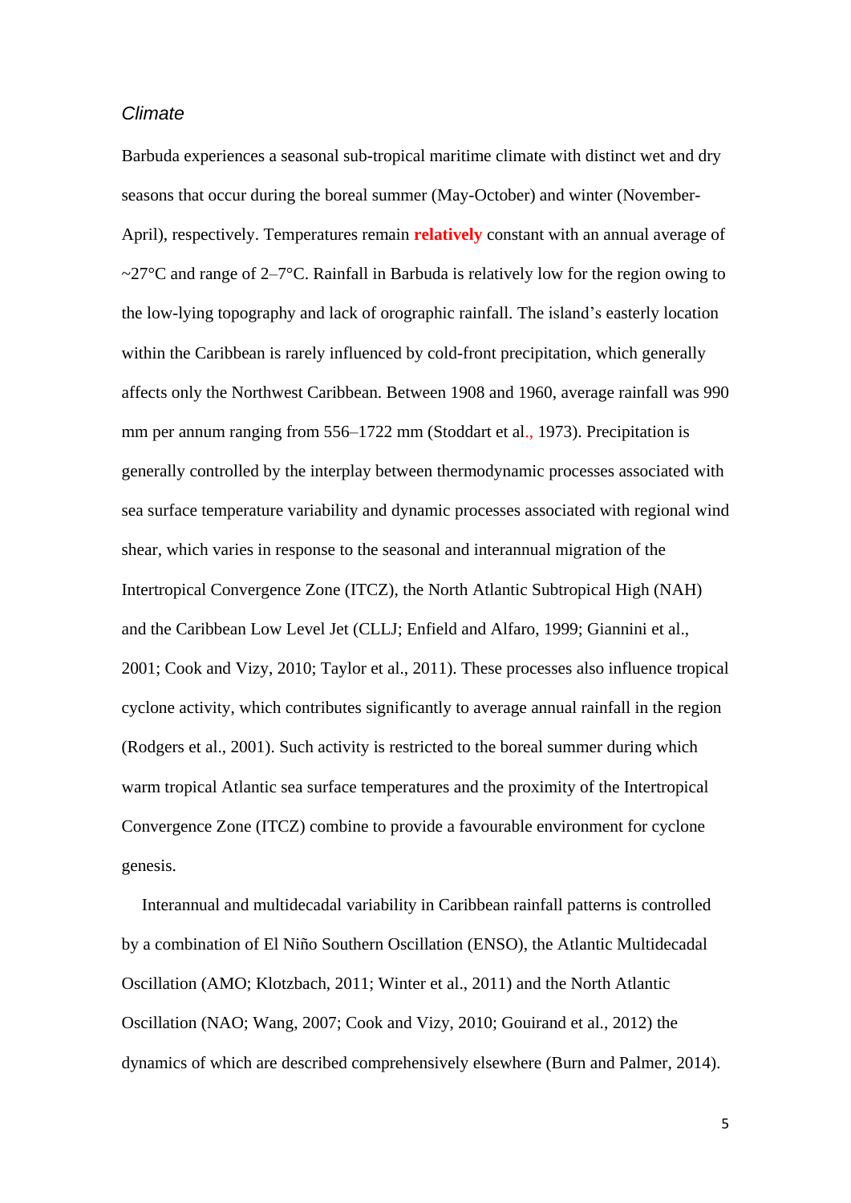*Climate*

Barbuda experiences a seasonal sub-tropical maritime climate with distinct wet and dry seasons that occur during the boreal summer (May-October) and winter (November-April), respectively. Temperatures remain **relatively** constant with an annual average of ~27°C and range of 2–7°C. Rainfall in Barbuda is relatively low for the region owing to the low-lying topography and lack of orographic rainfall. The island's easterly location within the Caribbean is rarely influenced by cold-front precipitation, which generally affects only the Northwest Caribbean. Between 1908 and 1960, average rainfall was 990 mm per annum ranging from 556–1722 mm (Stoddart et al., 1973). Precipitation is generally controlled by the interplay between thermodynamic processes associated with sea surface temperature variability and dynamic processes associated with regional wind shear, which varies in response to the seasonal and interannual migration of the Intertropical Convergence Zone (ITCZ), the North Atlantic Subtropical High (NAH) and the Caribbean Low Level Jet (CLLJ; Enfield and Alfaro, 1999; Giannini et al., 2001; Cook and Vizy, 2010; Taylor et al., 2011). These processes also influence tropical cyclone activity, which contributes significantly to average annual rainfall in the region (Rodgers et al., 2001). Such activity is restricted to the boreal summer during which warm tropical Atlantic sea surface temperatures and the proximity of the Intertropical Convergence Zone (ITCZ) combine to provide a favourable environment for cyclone genesis.

Interannual and multidecadal variability in Caribbean rainfall patterns is controlled by a combination of El Niño Southern Oscillation (ENSO), the Atlantic Multidecadal Oscillation (AMO; Klotzbach, 2011; Winter et al., 2011) and the North Atlantic Oscillation (NAO; Wang, 2007; Cook and Vizy, 2010; Gouirand et al., 2012) the dynamics of which are described comprehensively elsewhere (Burn and Palmer, 2014).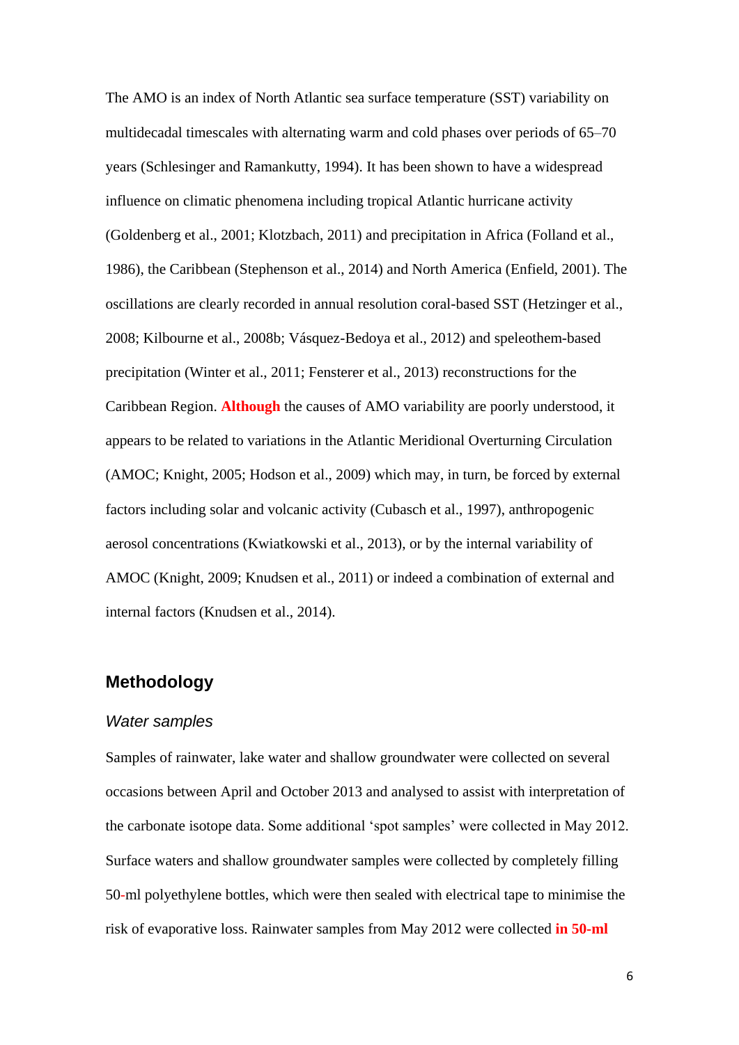The AMO is an index of North Atlantic sea surface temperature (SST) variability on multidecadal timescales with alternating warm and cold phases over periods of 65–70 years (Schlesinger and Ramankutty, 1994). It has been shown to have a widespread influence on climatic phenomena including tropical Atlantic hurricane activity (Goldenberg et al., 2001; Klotzbach, 2011) and precipitation in Africa (Folland et al., 1986), the Caribbean (Stephenson et al., 2014) and North America (Enfield, 2001). The oscillations are clearly recorded in annual resolution coral-based SST (Hetzinger et al., 2008; Kilbourne et al., 2008b; Vásquez-Bedoya et al., 2012) and speleothem-based precipitation (Winter et al., 2011; Fensterer et al., 2013) reconstructions for the Caribbean Region. **Although** the causes of AMO variability are poorly understood, it appears to be related to variations in the Atlantic Meridional Overturning Circulation (AMOC; Knight, 2005; Hodson et al., 2009) which may, in turn, be forced by external factors including solar and volcanic activity (Cubasch et al., 1997), anthropogenic aerosol concentrations (Kwiatkowski et al., 2013), or by the internal variability of AMOC (Knight, 2009; Knudsen et al., 2011) or indeed a combination of external and internal factors (Knudsen et al., 2014).

## Methodology

### *Water samples*

Samples of rainwater, lake water and shallow groundwater were collected on several occasions between April and October 2013 and analysed to assist with interpretation of the carbonate isotope data. Some additional 'spot samples' were collected in May 2012. Surface waters and shallow groundwater samples were collected by completely filling 50-ml polyethylene bottles, which were then sealed with electrical tape to minimise the risk of evaporative loss. Rainwater samples from May 2012 were collected **in 50-ml**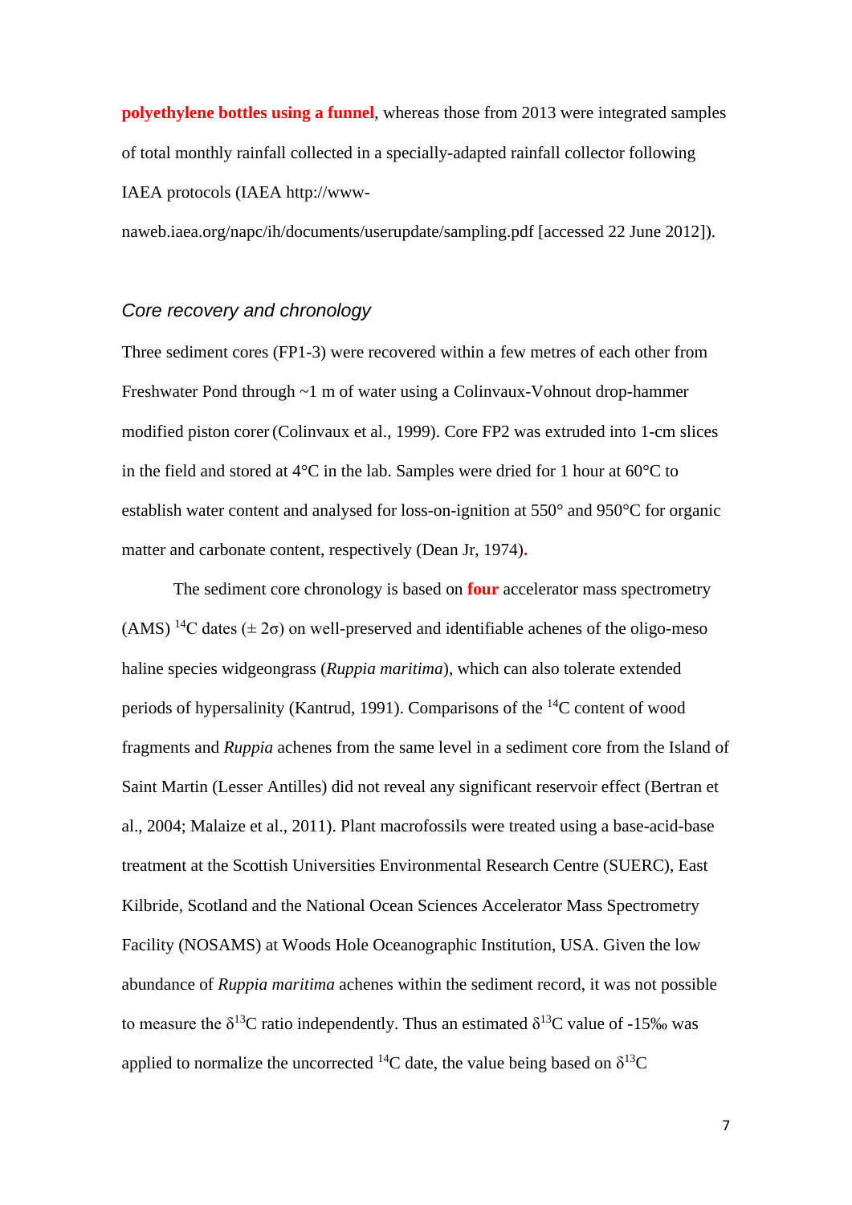**polyethylene bottles using a funnel**, whereas those from 2013 were integrated samples of total monthly rainfall collected in a specially-adapted rainfall collector following IAEA protocols (IAEA http://www-naweb.iaea.org/napc/ih/documents/userupdate/sampling.pdf [accessed 22 June 2012]).

### *Core recovery and chronology*

Three sediment cores (FP1-3) were recovered within a few metres of each other from Freshwater Pond through ~1 m of water using a Colinvaux-Vohnout drop-hammer modified piston corer (Colinvaux et al., 1999). Core FP2 was extruded into 1-cm slices in the field and stored at 4°C in the lab. Samples were dried for 1 hour at 60°C to establish water content and analysed for loss-on-ignition at 550° and 950°C for organic matter and carbonate content, respectively (Dean Jr, 1974)**.**

The sediment core chronology is based on **four** accelerator mass spectrometry (AMS) $^{14}C$ dates ($\pm 2\sigma$) on well-preserved and identifiable achenes of the oligo-meso haline species widgeongrass (*Ruppia maritima*), which can also tolerate extended periods of hypersalinity (Kantrud, 1991). Comparisons of the $^{14}C$ content of wood fragments and *Ruppia* achenes from the same level in a sediment core from the Island of Saint Martin (Lesser Antilles) did not reveal any significant reservoir effect (Bertran et al., 2004; Malaize et al., 2011). Plant macrofossils were treated using a base-acid-base treatment at the Scottish Universities Environmental Research Centre (SUERC), East Kilbride, Scotland and the National Ocean Sciences Accelerator Mass Spectrometry Facility (NOSAMS) at Woods Hole Oceanographic Institution, USA. Given the low abundance of *Ruppia maritima* achenes within the sediment record, it was not possible to measure the $\delta^{13}C$ ratio independently. Thus an estimated $\delta^{13}C$ value of -15‰ was applied to normalize the uncorrected $^{14}C$ date, the value being based on $\delta^{13}C$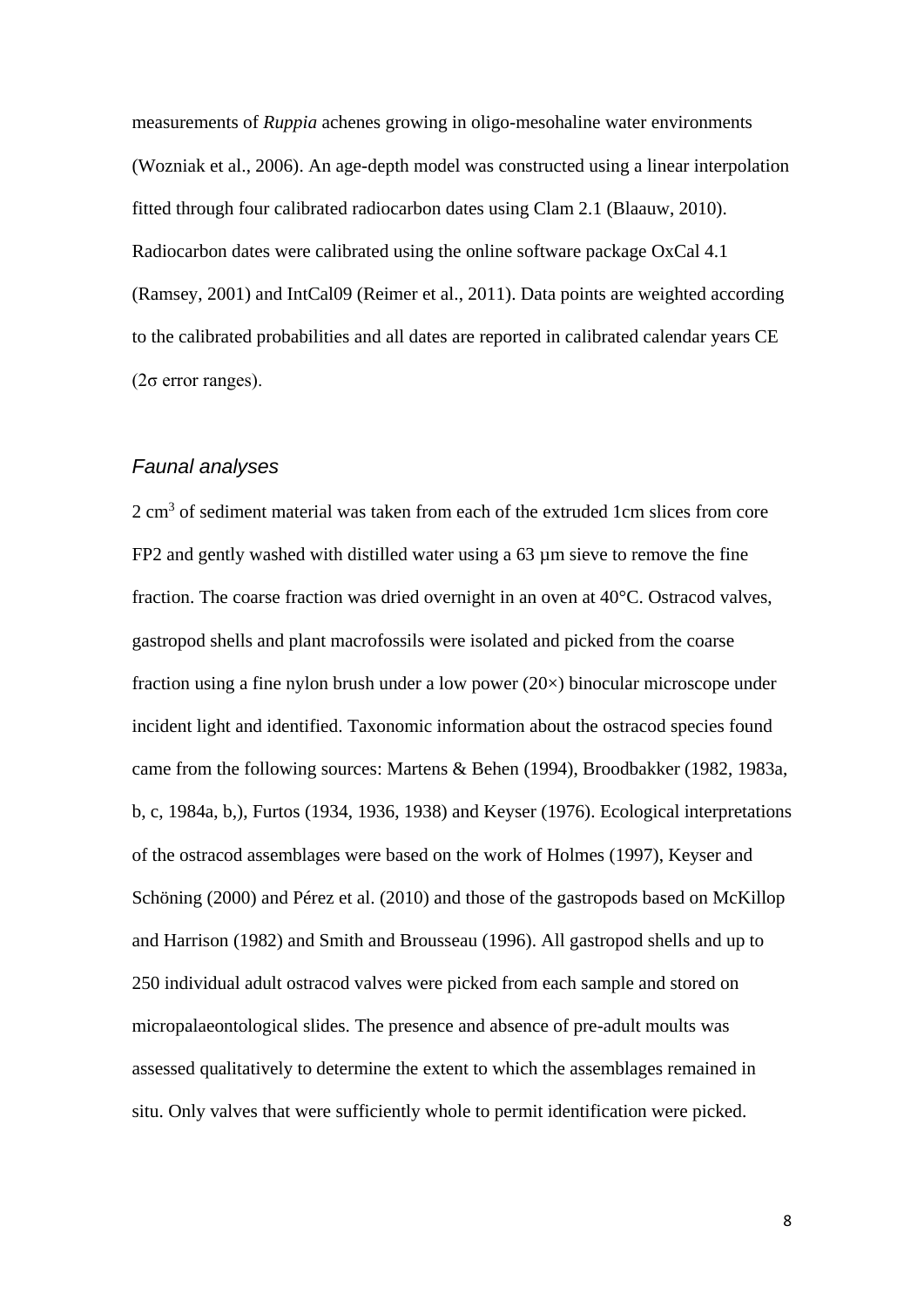measurements of *Ruppia* achenes growing in oligo-mesohaline water environments (Wozniak et al., 2006). An age-depth model was constructed using a linear interpolation fitted through four calibrated radiocarbon dates using Clam 2.1 (Blaauw, 2010). Radiocarbon dates were calibrated using the online software package OxCal 4.1 (Ramsey, 2001) and IntCal09 (Reimer et al., 2011). Data points are weighted according to the calibrated probabilities and all dates are reported in calibrated calendar years CE ($2\sigma$ error ranges).

### *Faunal analyses*

2 $cm^3$ of sediment material was taken from each of the extruded 1cm slices from core FP2 and gently washed with distilled water using a 63 µm sieve to remove the fine fraction. The coarse fraction was dried overnight in an oven at 40°C. Ostracod valves, gastropod shells and plant macrofossils were isolated and picked from the coarse fraction using a fine nylon brush under a low power (20×) binocular microscope under incident light and identified. Taxonomic information about the ostracod species found came from the following sources: Martens & Behen (1994), Broodbakker (1982, 1983a, b, c, 1984a, b,), Furtos (1934, 1936, 1938) and Keyser (1976). Ecological interpretations of the ostracod assemblages were based on the work of Holmes (1997), Keyser and Schöning (2000) and Pérez et al. (2010) and those of the gastropods based on McKillop and Harrison (1982) and Smith and Brousseau (1996). All gastropod shells and up to 250 individual adult ostracod valves were picked from each sample and stored on micropalaeontological slides. The presence and absence of pre-adult moults was assessed qualitatively to determine the extent to which the assemblages remained in situ. Only valves that were sufficiently whole to permit identification were picked.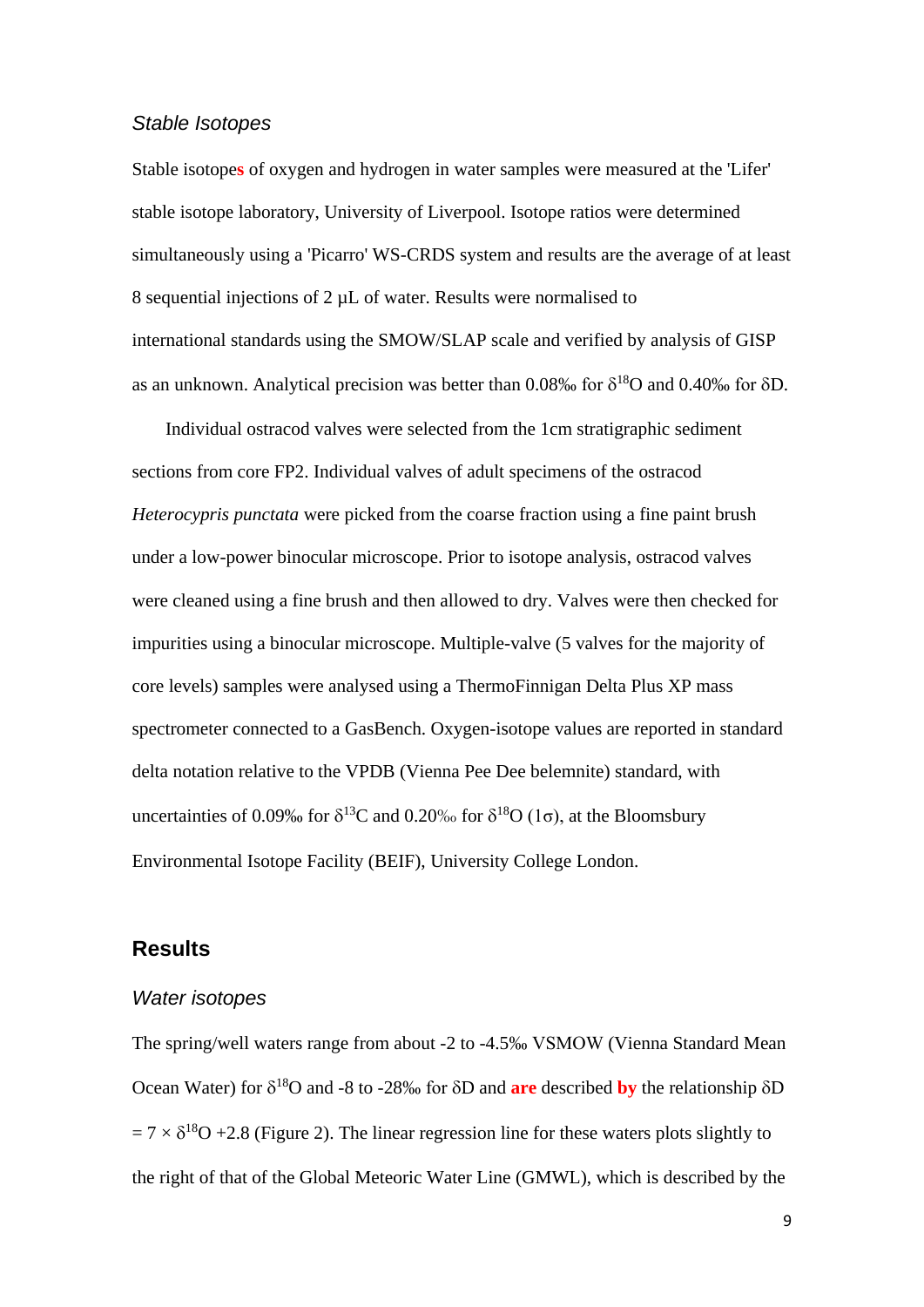### *Stable Isotopes*

Stable isotopes of oxygen and hydrogen in water samples were measured at the 'Lifer' stable isotope laboratory, University of Liverpool. Isotope ratios were determined simultaneously using a 'Picarro' WS-CRDS system and results are the average of at least 8 sequential injections of 2 μL of water. Results were normalised to international standards using the SMOW/SLAP scale and verified by analysis of GISP as an unknown. Analytical precision was better than 0.08‰ for $\delta^{18}O$ and 0.40‰ for $\delta D$.

Individual ostracod valves were selected from the 1cm stratigraphic sediment sections from core FP2. Individual valves of adult specimens of the ostracod *Heterocypris punctata* were picked from the coarse fraction using a fine paint brush under a low-power binocular microscope. Prior to isotope analysis, ostracod valves were cleaned using a fine brush and then allowed to dry. Valves were then checked for impurities using a binocular microscope. Multiple-valve (5 valves for the majority of core levels) samples were analysed using a ThermoFinnigan Delta Plus XP mass spectrometer connected to a GasBench. Oxygen-isotope values are reported in standard delta notation relative to the VPDB (Vienna Pee Dee belemnite) standard, with uncertainties of 0.09‰ for $\delta^{13}C$ and 0.20‰ for $\delta^{18}O$ ($1\sigma$), at the Bloomsbury Environmental Isotope Facility (BEIF), University College London.

## Results

### *Water isotopes*

The spring/well waters range from about -2 to -4.5‰ VSMOW (Vienna Standard Mean Ocean Water) for $\delta^{18}O$ and -8 to -28‰ for $\delta D$ and **are** described **by** the relationship $\delta D = 7 \times \delta^{18}O + 2.8$ (Figure 2). The linear regression line for these waters plots slightly to the right of that of the Global Meteoric Water Line (GMWL), which is described by the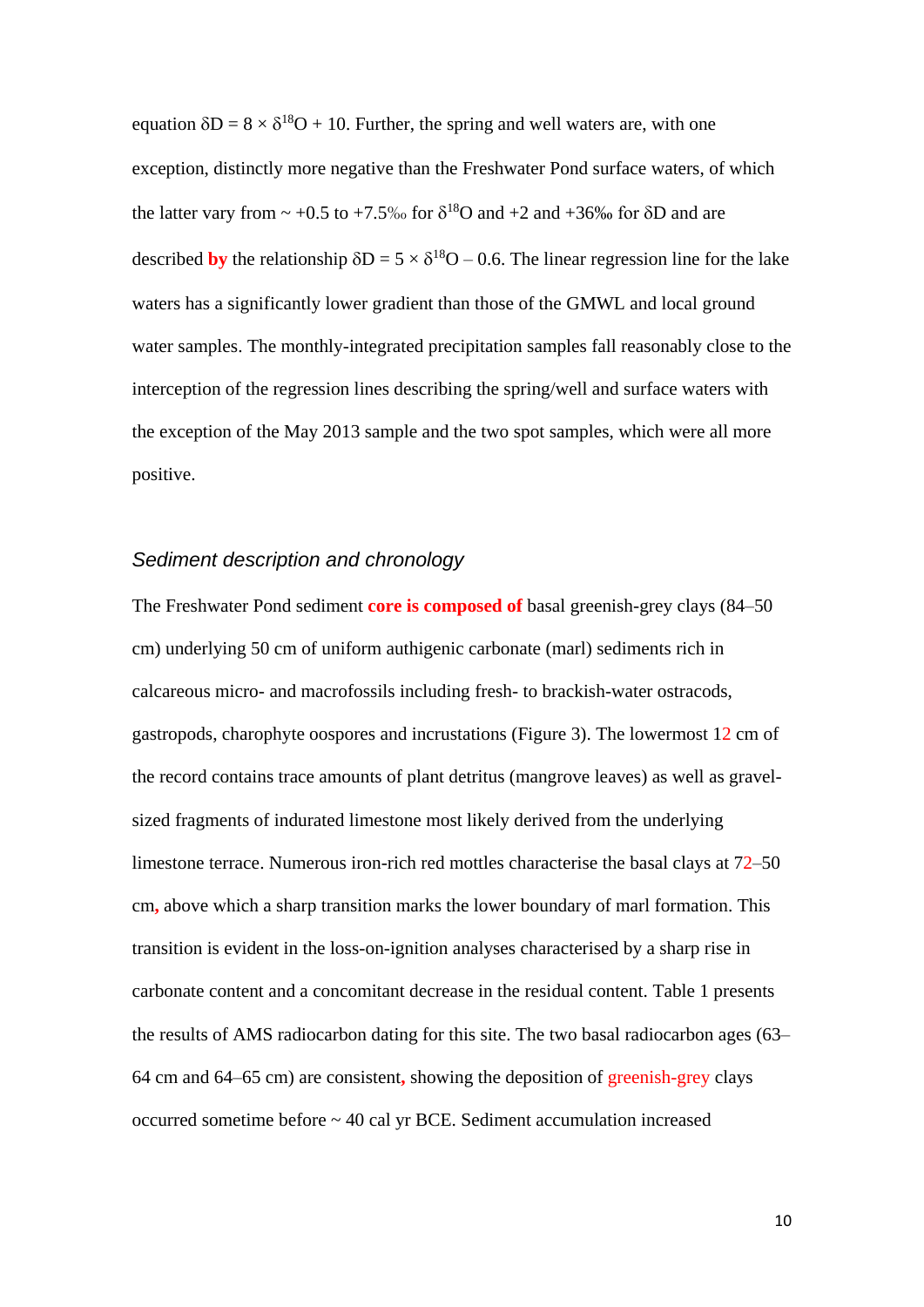equation $\delta D = 8 \times \delta^{18}O + 10$. Further, the spring and well waters are, with one exception, distinctly more negative than the Freshwater Pond surface waters, of which the latter vary from ~ +0.5 to +7.5‰ for $\delta^{18}O$ and +2 and +36‰ for $\delta D$ and are described **by** the relationship $\delta D = 5 \times \delta^{18}O - 0.6$. The linear regression line for the lake waters has a significantly lower gradient than those of the GMWL and local ground water samples. The monthly-integrated precipitation samples fall reasonably close to the interception of the regression lines describing the spring/well and surface waters with the exception of the May 2013 sample and the two spot samples, which were all more positive.

### *Sediment description and chronology*

The Freshwater Pond sediment **core is composed of** basal greenish-grey clays (84–50 cm) underlying 50 cm of uniform authigenic carbonate (marl) sediments rich in calcareous micro- and macrofossils including fresh- to brackish-water ostracods, gastropods, charophyte oospores and incrustations (Figure 3). The lowermost 12 cm of the record contains trace amounts of plant detritus (mangrove leaves) as well as gravel-sized fragments of indurated limestone most likely derived from the underlying limestone terrace. Numerous iron-rich red mottles characterise the basal clays at 72–50 cm**,** above which a sharp transition marks the lower boundary of marl formation. This transition is evident in the loss-on-ignition analyses characterised by a sharp rise in carbonate content and a concomitant decrease in the residual content. Table 1 presents the results of AMS radiocarbon dating for this site. The two basal radiocarbon ages (63–64 cm and 64–65 cm) are consistent**,** showing the deposition of greenish-grey clays occurred sometime before ~ 40 cal yr BCE. Sediment accumulation increased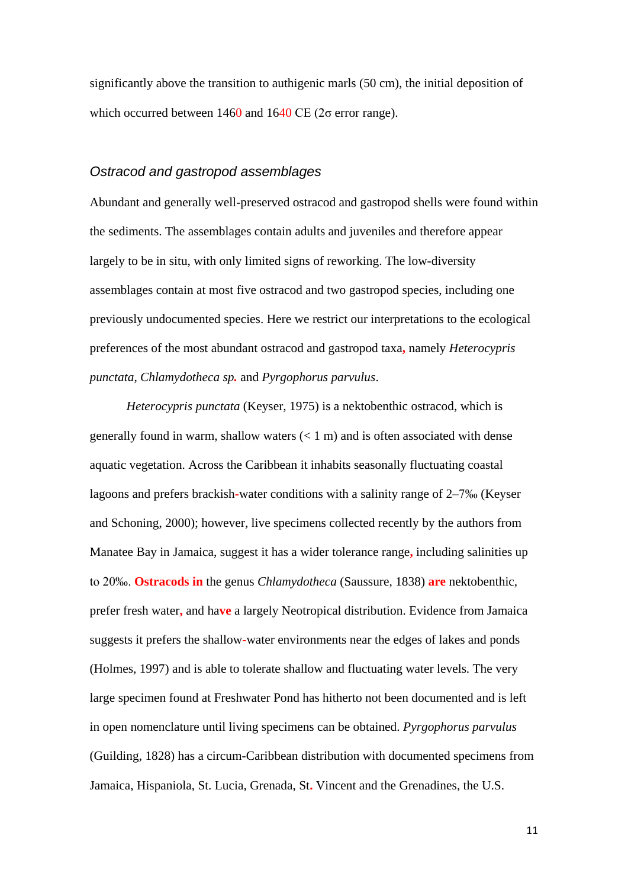significantly above the transition to authigenic marls (50 cm), the initial deposition of which occurred between 1460 and 1640 CE (2σ error range).

### *Ostracod and gastropod assemblages*

Abundant and generally well-preserved ostracod and gastropod shells were found within the sediments. The assemblages contain adults and juveniles and therefore appear largely to be in situ, with only limited signs of reworking. The low-diversity assemblages contain at most five ostracod and two gastropod species, including one previously undocumented species. Here we restrict our interpretations to the ecological preferences of the most abundant ostracod and gastropod taxa, namely *Heterocypris punctata*, *Chlamydotheca sp.* and *Pyrgophorus parvulus*.

*Heterocypris punctata* (Keyser, 1975) is a nektobenthic ostracod, which is generally found in warm, shallow waters (< 1 m) and is often associated with dense aquatic vegetation. Across the Caribbean it inhabits seasonally fluctuating coastal lagoons and prefers brackish-water conditions with a salinity range of 2–7‰ (Keyser and Schoning, 2000); however, live specimens collected recently by the authors from Manatee Bay in Jamaica, suggest it has a wider tolerance range, including salinities up to 20‰. **Ostracods in** the genus *Chlamydotheca* (Saussure, 1838) **are** nektobenthic, prefer fresh water, and have a largely Neotropical distribution. Evidence from Jamaica suggests it prefers the shallow-water environments near the edges of lakes and ponds (Holmes, 1997) and is able to tolerate shallow and fluctuating water levels. The very large specimen found at Freshwater Pond has hitherto not been documented and is left in open nomenclature until living specimens can be obtained. *Pyrgophorus parvulus* (Guilding, 1828) has a circum-Caribbean distribution with documented specimens from Jamaica, Hispaniola, St. Lucia, Grenada, St. Vincent and the Grenadines, the U.S.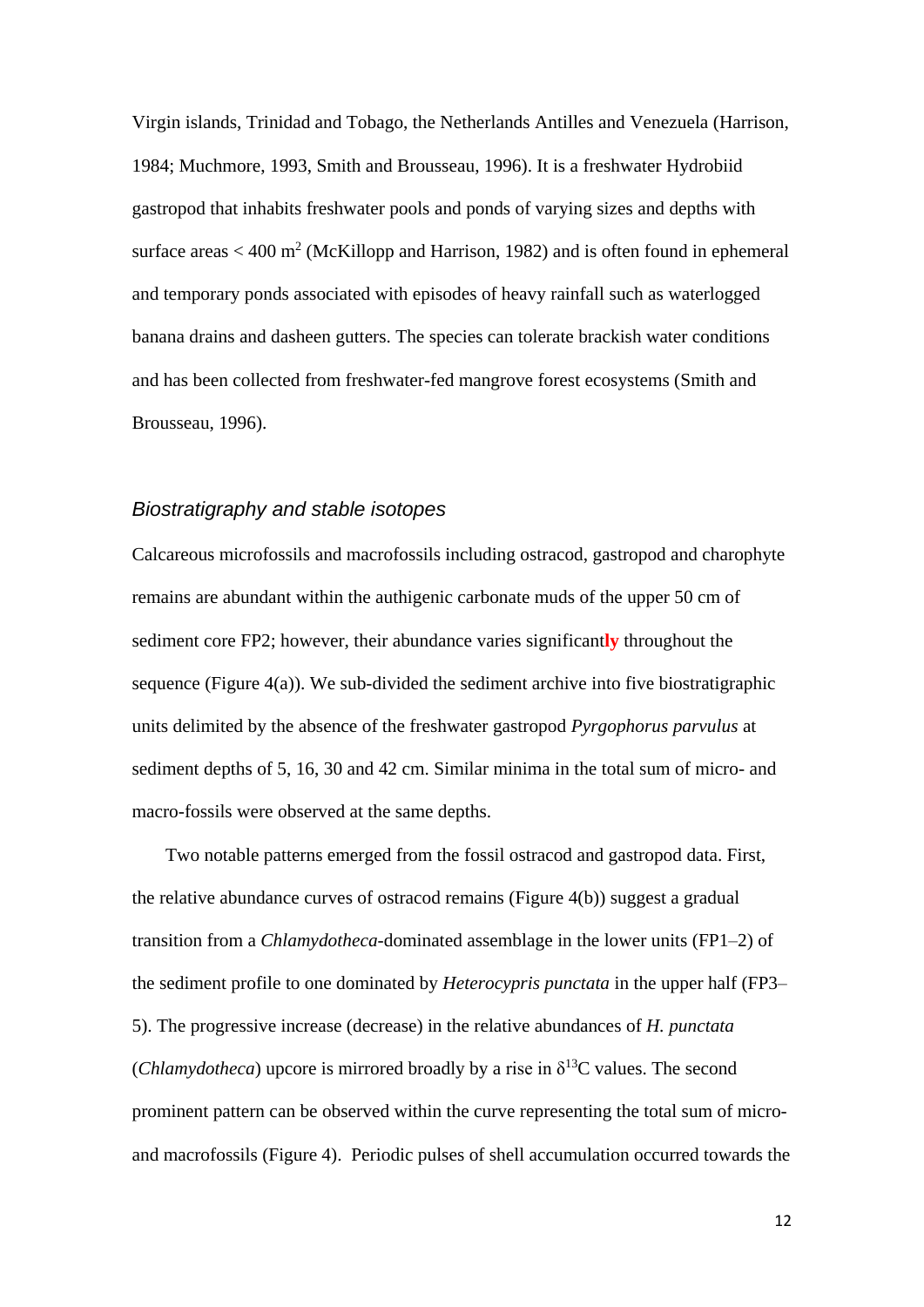Virgin islands, Trinidad and Tobago, the Netherlands Antilles and Venezuela (Harrison, 1984; Muchmore, 1993, Smith and Brousseau, 1996). It is a freshwater Hydrobiid gastropod that inhabits freshwater pools and ponds of varying sizes and depths with surface areas < 400 m$^2$ (McKillopp and Harrison, 1982) and is often found in ephemeral and temporary ponds associated with episodes of heavy rainfall such as waterlogged banana drains and dasheen gutters. The species can tolerate brackish water conditions and has been collected from freshwater-fed mangrove forest ecosystems (Smith and Brousseau, 1996).

### *Biostratigraphy and stable isotopes*

Calcareous microfossils and macrofossils including ostracod, gastropod and charophyte remains are abundant within the authigenic carbonate muds of the upper 50 cm of sediment core FP2; however, their abundance varies significantly throughout the sequence (Figure 4(a)). We sub-divided the sediment archive into five biostratigraphic units delimited by the absence of the freshwater gastropod *Pyrgophorus parvulus* at sediment depths of 5, 16, 30 and 42 cm. Similar minima in the total sum of micro- and macro-fossils were observed at the same depths.

Two notable patterns emerged from the fossil ostracod and gastropod data. First, the relative abundance curves of ostracod remains (Figure 4(b)) suggest a gradual transition from a *Chlamydotheca*-dominated assemblage in the lower units (FP1–2) of the sediment profile to one dominated by *Heterocypris punctata* in the upper half (FP3–5). The progressive increase (decrease) in the relative abundances of *H. punctata* (*Chlamydotheca*) upcore is mirrored broadly by a rise in $\delta^{13}$C values. The second prominent pattern can be observed within the curve representing the total sum of micro- and macrofossils (Figure 4). Periodic pulses of shell accumulation occurred towards the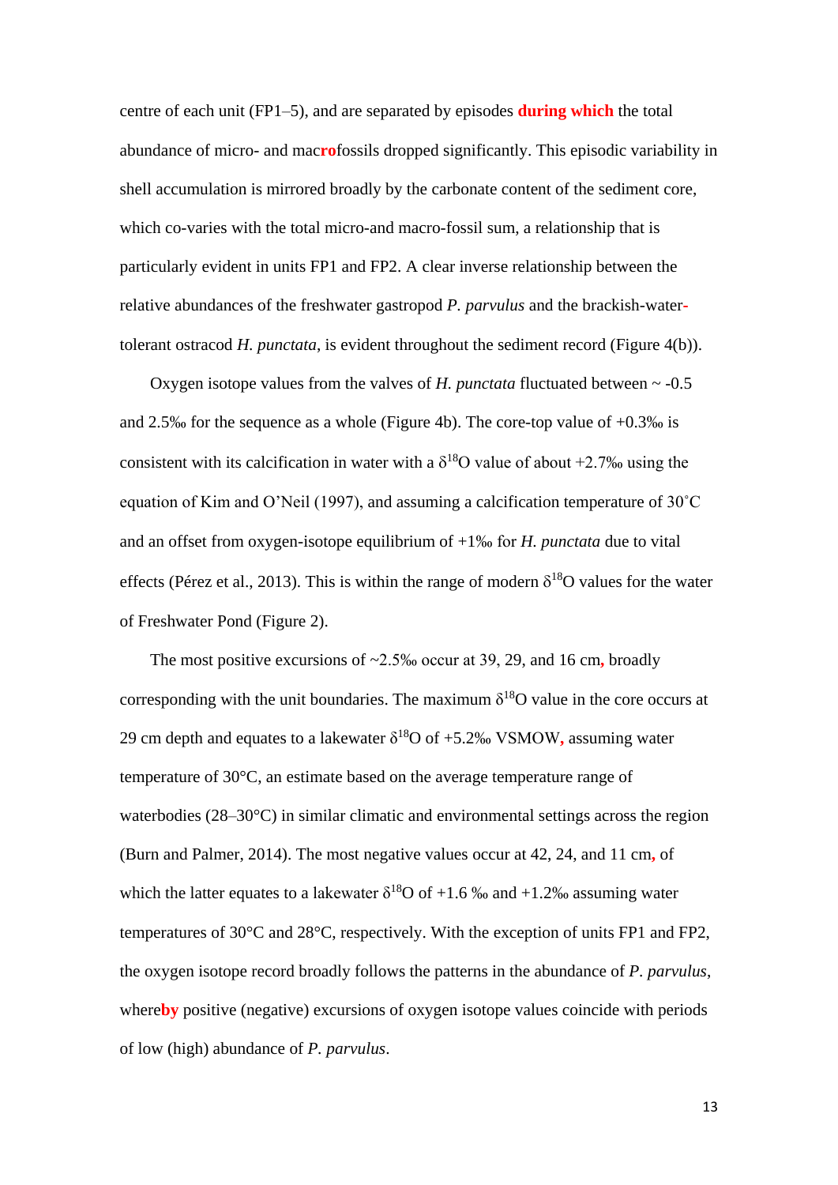centre of each unit (FP1–5), and are separated by episodes during which the total abundance of micro- and macrofossils dropped significantly. This episodic variability in shell accumulation is mirrored broadly by the carbonate content of the sediment core, which co-varies with the total micro-and macro-fossil sum, a relationship that is particularly evident in units FP1 and FP2. A clear inverse relationship between the relative abundances of the freshwater gastropod *P. parvulus* and the brackish-water-tolerant ostracod *H. punctata*, is evident throughout the sediment record (Figure 4(b)).

Oxygen isotope values from the valves of *H. punctata* fluctuated between ~ -0.5 and 2.5‰ for the sequence as a whole (Figure 4b). The core-top value of +0.3‰ is consistent with its calcification in water with a $\delta^{18}O$ value of about +2.7‰ using the equation of Kim and O'Neil (1997), and assuming a calcification temperature of 30˚C and an offset from oxygen-isotope equilibrium of +1‰ for *H. punctata* due to vital effects (Pérez et al., 2013). This is within the range of modern $\delta^{18}O$ values for the water of Freshwater Pond (Figure 2).

The most positive excursions of ~2.5‰ occur at 39, 29, and 16 cm, broadly corresponding with the unit boundaries. The maximum $\delta^{18}O$ value in the core occurs at 29 cm depth and equates to a lakewater $\delta^{18}O$ of +5.2‰ VSMOW, assuming water temperature of 30°C, an estimate based on the average temperature range of waterbodies (28–30°C) in similar climatic and environmental settings across the region (Burn and Palmer, 2014). The most negative values occur at 42, 24, and 11 cm, of which the latter equates to a lakewater $\delta^{18}O$ of +1.6 ‰ and +1.2‰ assuming water temperatures of 30°C and 28°C, respectively. With the exception of units FP1 and FP2, the oxygen isotope record broadly follows the patterns in the abundance of *P. parvulus*, whereby positive (negative) excursions of oxygen isotope values coincide with periods of low (high) abundance of *P. parvulus*.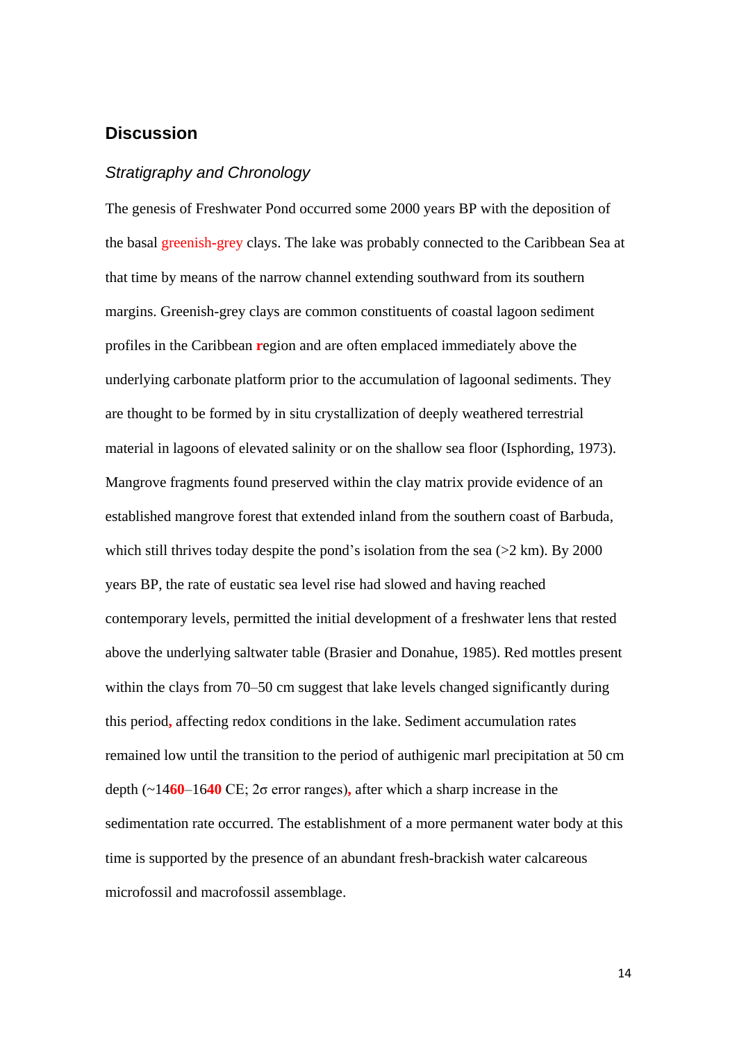## Discussion

### *Stratigraphy and Chronology*

The genesis of Freshwater Pond occurred some 2000 years BP with the deposition of the basal greenish-grey clays. The lake was probably connected to the Caribbean Sea at that time by means of the narrow channel extending southward from its southern margins. Greenish-grey clays are common constituents of coastal lagoon sediment profiles in the Caribbean region and are often emplaced immediately above the underlying carbonate platform prior to the accumulation of lagoonal sediments. They are thought to be formed by in situ crystallization of deeply weathered terrestrial material in lagoons of elevated salinity or on the shallow sea floor (Isphording, 1973). Mangrove fragments found preserved within the clay matrix provide evidence of an established mangrove forest that extended inland from the southern coast of Barbuda, which still thrives today despite the pond's isolation from the sea (>2 km). By 2000 years BP, the rate of eustatic sea level rise had slowed and having reached contemporary levels, permitted the initial development of a freshwater lens that rested above the underlying saltwater table (Brasier and Donahue, 1985). Red mottles present within the clays from 70–50 cm suggest that lake levels changed significantly during this period, affecting redox conditions in the lake. Sediment accumulation rates remained low until the transition to the period of authigenic marl precipitation at 50 cm depth (~1460–1640 CE; 2σ error ranges), after which a sharp increase in the sedimentation rate occurred. The establishment of a more permanent water body at this time is supported by the presence of an abundant fresh-brackish water calcareous microfossil and macrofossil assemblage.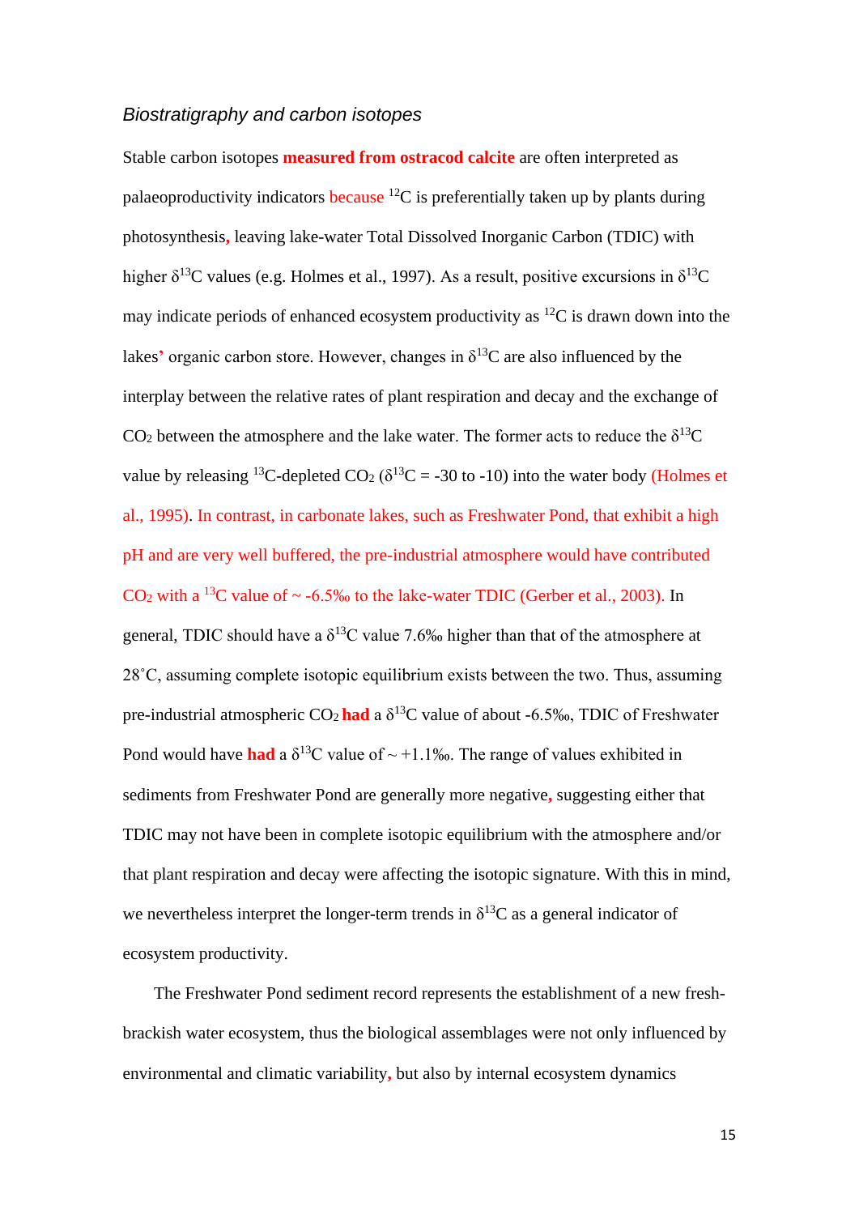*Biostratigraphy and carbon isotopes*

Stable carbon isotopes **measured from ostracod calcite** are often interpreted as palaeoproductivity indicators because $^{12}C$ is preferentially taken up by plants during photosynthesis, leaving lake-water Total Dissolved Inorganic Carbon (TDIC) with higher $\delta^{13}C$ values (e.g. Holmes et al., 1997). As a result, positive excursions in $\delta^{13}C$ may indicate periods of enhanced ecosystem productivity as $^{12}C$ is drawn down into the lakes' organic carbon store. However, changes in $\delta^{13}C$ are also influenced by the interplay between the relative rates of plant respiration and decay and the exchange of $CO_2$ between the atmosphere and the lake water. The former acts to reduce the $\delta^{13}C$ value by releasing $^{13}C$-depleted $CO_2$ ($\delta^{13}C$ = -30 to -10) into the water body (Holmes et al., 1995). In contrast, in carbonate lakes, such as Freshwater Pond, that exhibit a high pH and are very well buffered, the pre-industrial atmosphere would have contributed $CO_2$ with a $^{13}C$ value of ~ -6.5‰ to the lake-water TDIC (Gerber et al., 2003). In general, TDIC should have a $\delta^{13}C$ value 7.6‰ higher than that of the atmosphere at 28˚C, assuming complete isotopic equilibrium exists between the two. Thus, assuming pre-industrial atmospheric $CO_2$ **had** a $\delta^{13}C$ value of about -6.5‰, TDIC of Freshwater Pond would have **had** a $\delta^{13}C$ value of ~ +1.1‰. The range of values exhibited in sediments from Freshwater Pond are generally more negative, suggesting either that TDIC may not have been in complete isotopic equilibrium with the atmosphere and/or that plant respiration and decay were affecting the isotopic signature. With this in mind, we nevertheless interpret the longer-term trends in $\delta^{13}C$ as a general indicator of ecosystem productivity.

The Freshwater Pond sediment record represents the establishment of a new fresh-brackish water ecosystem, thus the biological assemblages were not only influenced by environmental and climatic variability, but also by internal ecosystem dynamics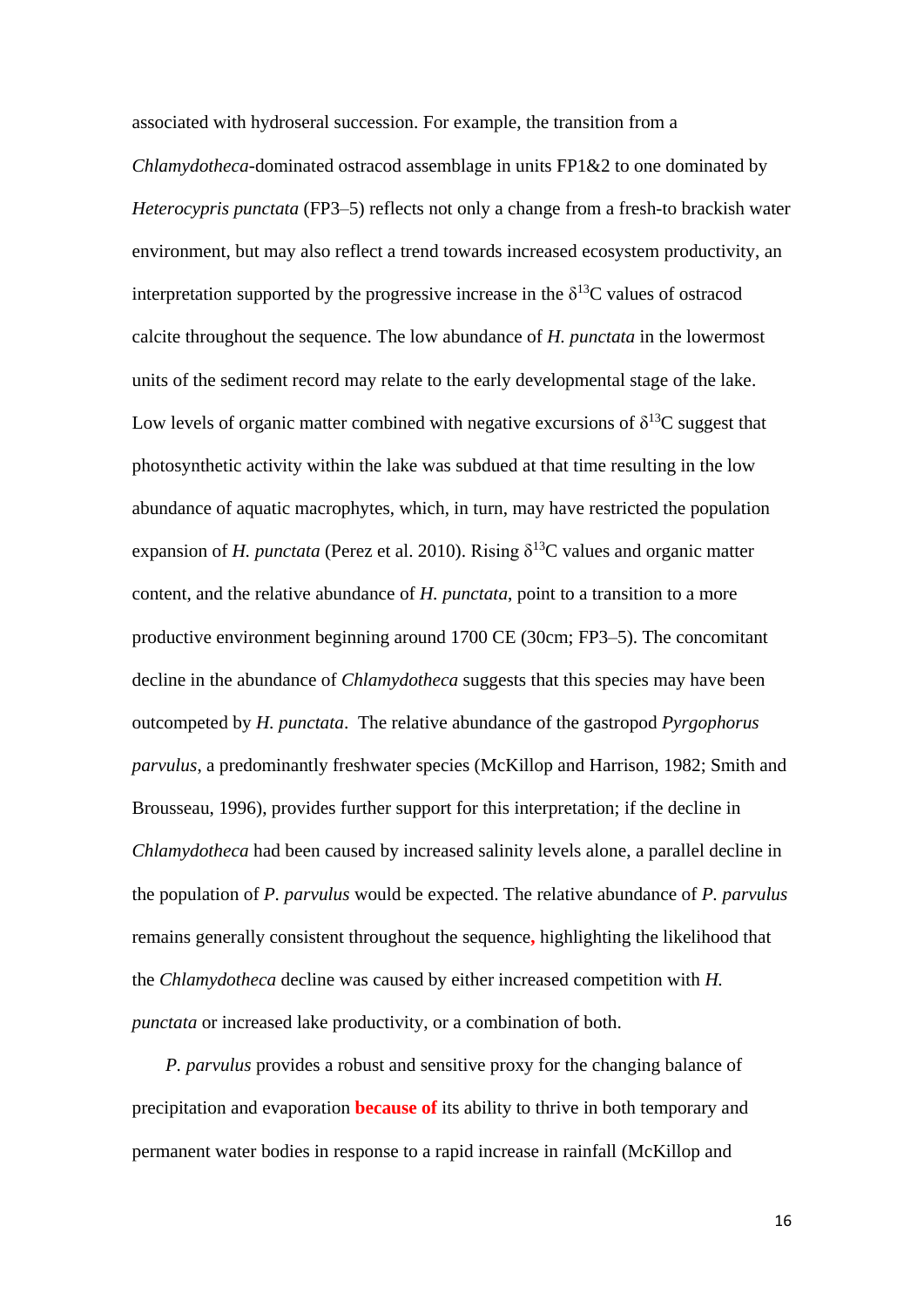associated with hydroseral succession. For example, the transition from a *Chlamydotheca*-dominated ostracod assemblage in units FP1&2 to one dominated by *Heterocypris punctata* (FP3–5) reflects not only a change from a fresh-to brackish water environment, but may also reflect a trend towards increased ecosystem productivity, an interpretation supported by the progressive increase in the $\delta^{13}$C values of ostracod calcite throughout the sequence. The low abundance of *H. punctata* in the lowermost units of the sediment record may relate to the early developmental stage of the lake. Low levels of organic matter combined with negative excursions of $\delta^{13}$C suggest that photosynthetic activity within the lake was subdued at that time resulting in the low abundance of aquatic macrophytes, which, in turn, may have restricted the population expansion of *H. punctata* (Perez et al. 2010). Rising $\delta^{13}$C values and organic matter content, and the relative abundance of *H. punctata*, point to a transition to a more productive environment beginning around 1700 CE (30cm; FP3–5). The concomitant decline in the abundance of *Chlamydotheca* suggests that this species may have been outcompeted by *H. punctata*. The relative abundance of the gastropod *Pyrgophorus parvulus*, a predominantly freshwater species (McKillop and Harrison, 1982; Smith and Brousseau, 1996), provides further support for this interpretation; if the decline in *Chlamydotheca* had been caused by increased salinity levels alone, a parallel decline in the population of *P. parvulus* would be expected. The relative abundance of *P. parvulus* remains generally consistent throughout the sequence, highlighting the likelihood that the *Chlamydotheca* decline was caused by either increased competition with *H. punctata* or increased lake productivity, or a combination of both.

*P. parvulus* provides a robust and sensitive proxy for the changing balance of precipitation and evaporation **because of** its ability to thrive in both temporary and permanent water bodies in response to a rapid increase in rainfall (McKillop and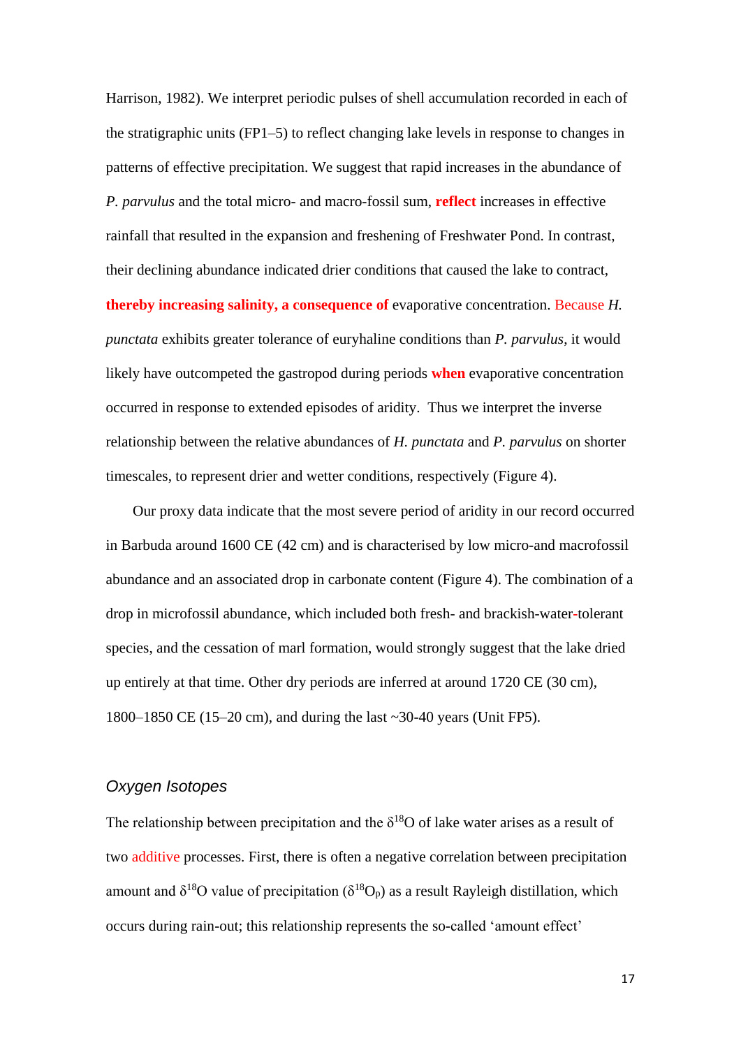Harrison, 1982). We interpret periodic pulses of shell accumulation recorded in each of the stratigraphic units (FP1–5) to reflect changing lake levels in response to changes in patterns of effective precipitation. We suggest that rapid increases in the abundance of *P. parvulus* and the total micro- and macro-fossil sum, **reflect** increases in effective rainfall that resulted in the expansion and freshening of Freshwater Pond. In contrast, their declining abundance indicated drier conditions that caused the lake to contract, **thereby increasing salinity, a consequence of** evaporative concentration. Because *H. punctata* exhibits greater tolerance of euryhaline conditions than *P. parvulus*, it would likely have outcompeted the gastropod during periods **when** evaporative concentration occurred in response to extended episodes of aridity. Thus we interpret the inverse relationship between the relative abundances of *H. punctata* and *P. parvulus* on shorter timescales, to represent drier and wetter conditions, respectively (Figure 4).

Our proxy data indicate that the most severe period of aridity in our record occurred in Barbuda around 1600 CE (42 cm) and is characterised by low micro-and macrofossil abundance and an associated drop in carbonate content (Figure 4). The combination of a drop in microfossil abundance, which included both fresh- and brackish-water-tolerant species, and the cessation of marl formation, would strongly suggest that the lake dried up entirely at that time. Other dry periods are inferred at around 1720 CE (30 cm), 1800–1850 CE (15–20 cm), and during the last ~30-40 years (Unit FP5).

### *Oxygen Isotopes*

The relationship between precipitation and the $\delta^{18}O$ of lake water arises as a result of two additive processes. First, there is often a negative correlation between precipitation amount and $\delta^{18}O$ value of precipitation ($\delta^{18}O_p$) as a result Rayleigh distillation, which occurs during rain-out; this relationship represents the so-called 'amount effect'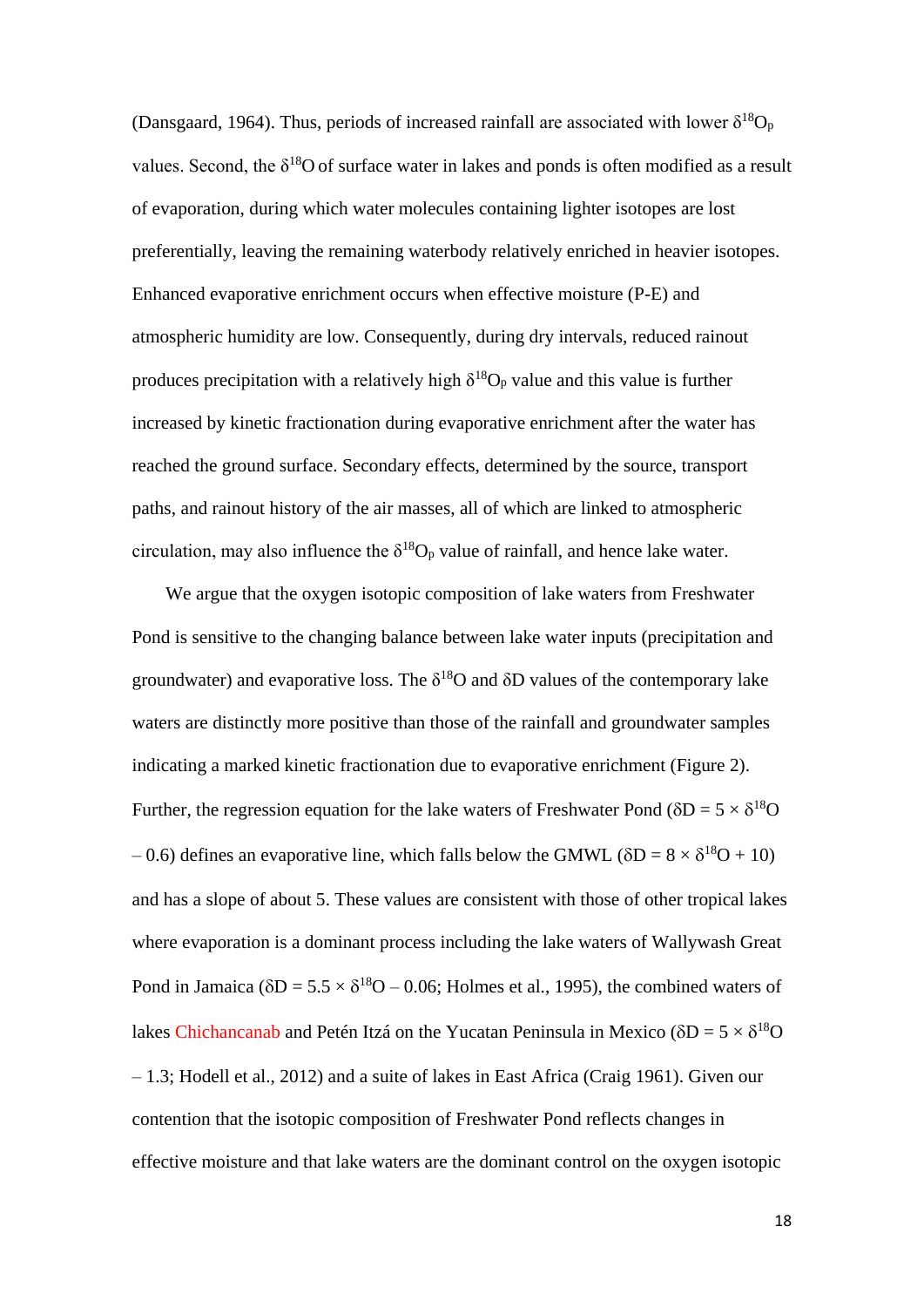(Dansgaard, 1964). Thus, periods of increased rainfall are associated with lower $\delta^{18}O_p$ values. Second, the $\delta^{18}O$ of surface water in lakes and ponds is often modified as a result of evaporation, during which water molecules containing lighter isotopes are lost preferentially, leaving the remaining waterbody relatively enriched in heavier isotopes. Enhanced evaporative enrichment occurs when effective moisture (P-E) and atmospheric humidity are low. Consequently, during dry intervals, reduced rainout produces precipitation with a relatively high $\delta^{18}O_p$ value and this value is further increased by kinetic fractionation during evaporative enrichment after the water has reached the ground surface. Secondary effects, determined by the source, transport paths, and rainout history of the air masses, all of which are linked to atmospheric circulation, may also influence the $\delta^{18}O_p$ value of rainfall, and hence lake water.

We argue that the oxygen isotopic composition of lake waters from Freshwater Pond is sensitive to the changing balance between lake water inputs (precipitation and groundwater) and evaporative loss. The $\delta^{18}O$ and $\delta D$ values of the contemporary lake waters are distinctly more positive than those of the rainfall and groundwater samples indicating a marked kinetic fractionation due to evaporative enrichment (Figure 2). Further, the regression equation for the lake waters of Freshwater Pond ($\delta D = 5 \times \delta^{18}O - 0.6$) defines an evaporative line, which falls below the GMWL ($\delta D = 8 \times \delta^{18}O + 10$) and has a slope of about 5. These values are consistent with those of other tropical lakes where evaporation is a dominant process including the lake waters of Wallywash Great Pond in Jamaica ($\delta D = 5.5 \times \delta^{18}O - 0.06$; Holmes et al., 1995), the combined waters of lakes Chichancanab and Petén Itzá on the Yucatan Peninsula in Mexico ($\delta D = 5 \times \delta^{18}O - 1.3$; Hodell et al., 2012) and a suite of lakes in East Africa (Craig 1961). Given our contention that the isotopic composition of Freshwater Pond reflects changes in effective moisture and that lake waters are the dominant control on the oxygen isotopic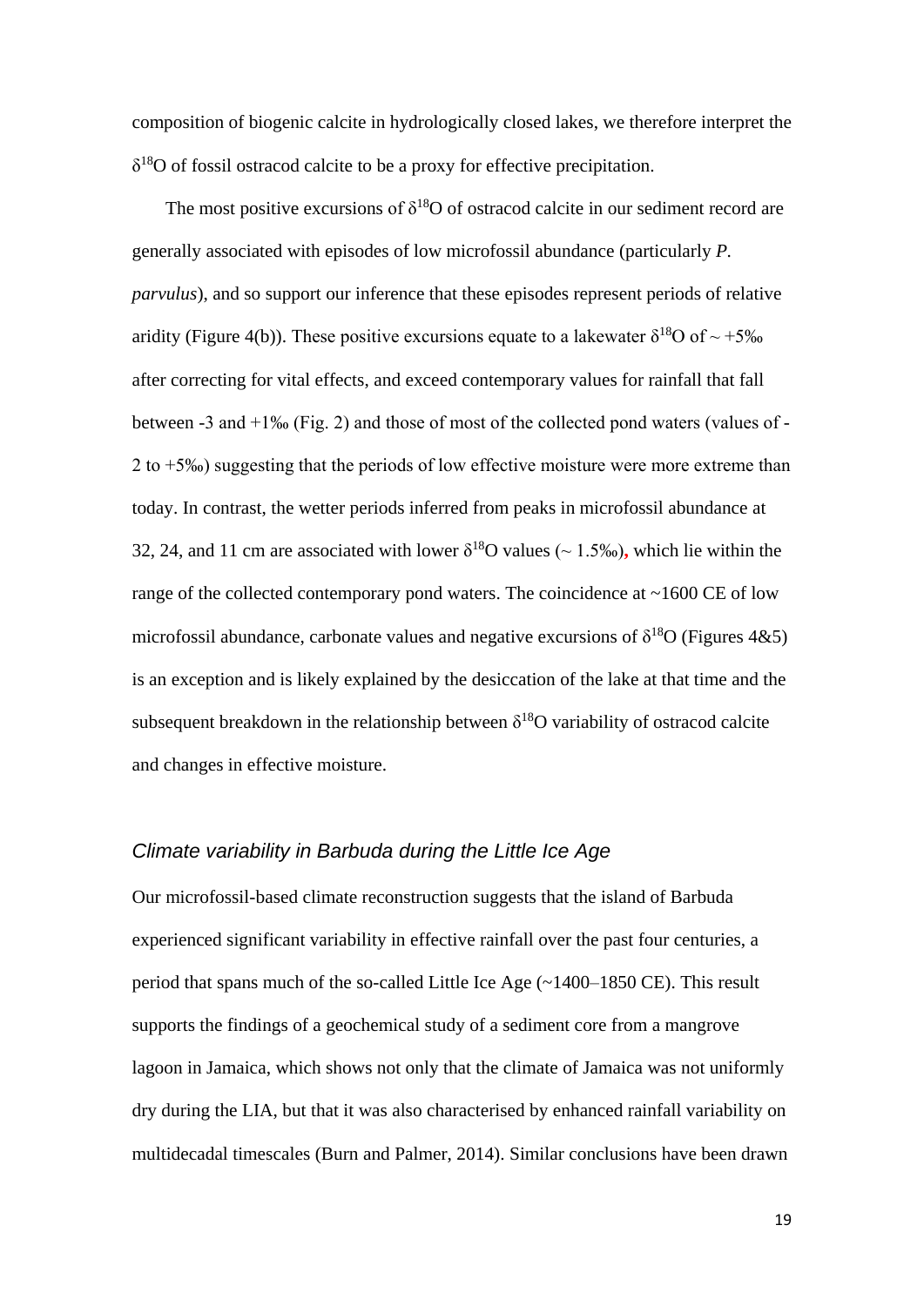composition of biogenic calcite in hydrologically closed lakes, we therefore interpret the $\delta^{18}O$ of fossil ostracod calcite to be a proxy for effective precipitation.

The most positive excursions of $\delta^{18}O$ of ostracod calcite in our sediment record are generally associated with episodes of low microfossil abundance (particularly *P. parvulus*), and so support our inference that these episodes represent periods of relative aridity (Figure 4(b)). These positive excursions equate to a lakewater $\delta^{18}O$ of ~ +5‰ after correcting for vital effects, and exceed contemporary values for rainfall that fall between -3 and +1‰ (Fig. 2) and those of most of the collected pond waters (values of -2 to +5‰) suggesting that the periods of low effective moisture were more extreme than today. In contrast, the wetter periods inferred from peaks in microfossil abundance at 32, 24, and 11 cm are associated with lower $\delta^{18}O$ values (~ 1.5‰), which lie within the range of the collected contemporary pond waters. The coincidence at ~1600 CE of low microfossil abundance, carbonate values and negative excursions of $\delta^{18}O$ (Figures 4&5) is an exception and is likely explained by the desiccation of the lake at that time and the subsequent breakdown in the relationship between $\delta^{18}O$ variability of ostracod calcite and changes in effective moisture.

### *Climate variability in Barbuda during the Little Ice Age*

Our microfossil-based climate reconstruction suggests that the island of Barbuda experienced significant variability in effective rainfall over the past four centuries, a period that spans much of the so-called Little Ice Age (~1400–1850 CE). This result supports the findings of a geochemical study of a sediment core from a mangrove lagoon in Jamaica, which shows not only that the climate of Jamaica was not uniformly dry during the LIA, but that it was also characterised by enhanced rainfall variability on multidecadal timescales (Burn and Palmer, 2014). Similar conclusions have been drawn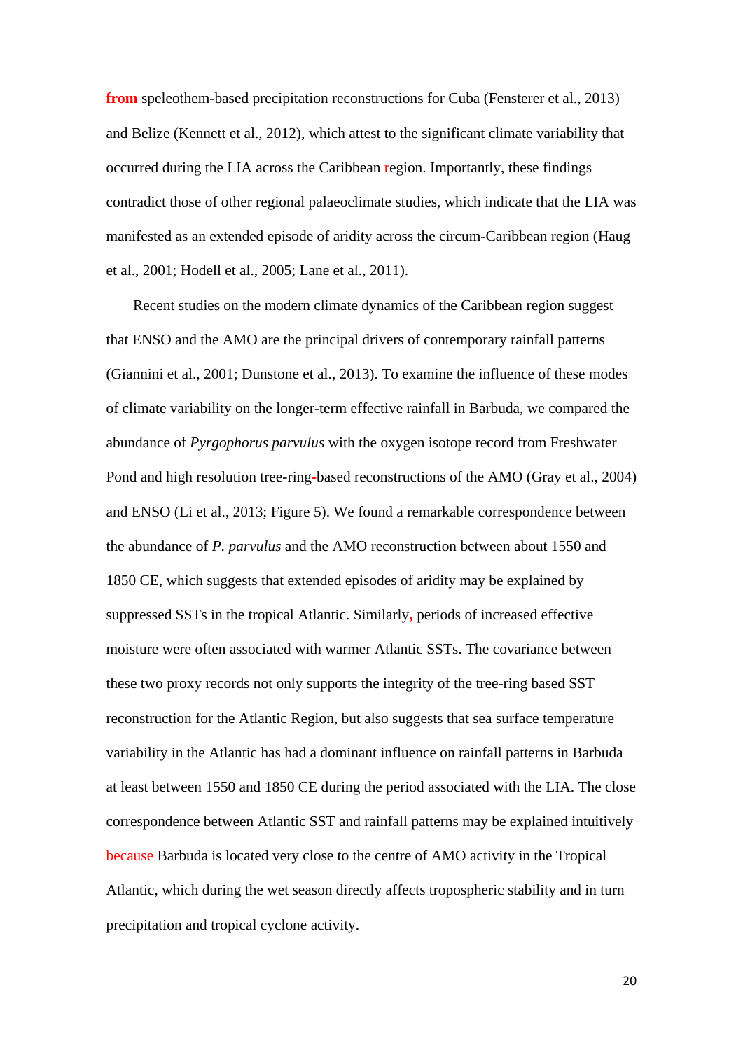from speleothem-based precipitation reconstructions for Cuba (Fensterer et al., 2013) and Belize (Kennett et al., 2012), which attest to the significant climate variability that occurred during the LIA across the Caribbean region. Importantly, these findings contradict those of other regional palaeoclimate studies, which indicate that the LIA was manifested as an extended episode of aridity across the circum-Caribbean region (Haug et al., 2001; Hodell et al., 2005; Lane et al., 2011).

Recent studies on the modern climate dynamics of the Caribbean region suggest that ENSO and the AMO are the principal drivers of contemporary rainfall patterns (Giannini et al., 2001; Dunstone et al., 2013). To examine the influence of these modes of climate variability on the longer-term effective rainfall in Barbuda, we compared the abundance of *Pyrgophorus parvulus* with the oxygen isotope record from Freshwater Pond and high resolution tree-ring-based reconstructions of the AMO (Gray et al., 2004) and ENSO (Li et al., 2013; Figure 5). We found a remarkable correspondence between the abundance of *P. parvulus* and the AMO reconstruction between about 1550 and 1850 CE, which suggests that extended episodes of aridity may be explained by suppressed SSTs in the tropical Atlantic. Similarly, periods of increased effective moisture were often associated with warmer Atlantic SSTs. The covariance between these two proxy records not only supports the integrity of the tree-ring based SST reconstruction for the Atlantic Region, but also suggests that sea surface temperature variability in the Atlantic has had a dominant influence on rainfall patterns in Barbuda at least between 1550 and 1850 CE during the period associated with the LIA. The close correspondence between Atlantic SST and rainfall patterns may be explained intuitively because Barbuda is located very close to the centre of AMO activity in the Tropical Atlantic, which during the wet season directly affects tropospheric stability and in turn precipitation and tropical cyclone activity.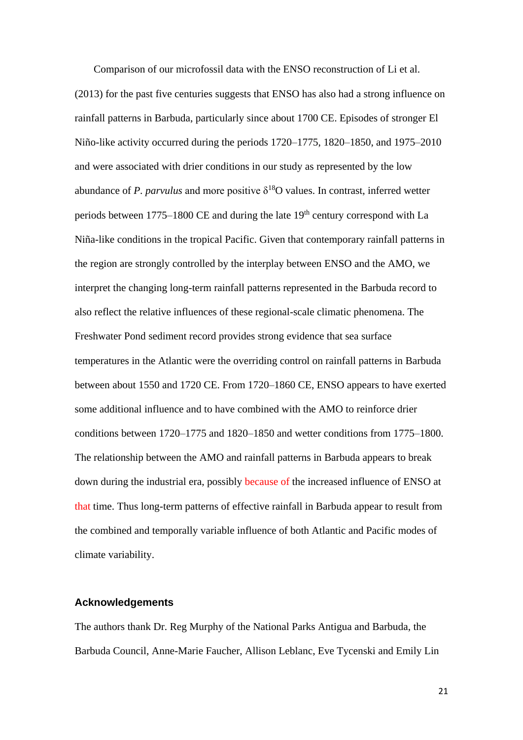Comparison of our microfossil data with the ENSO reconstruction of Li et al. (2013) for the past five centuries suggests that ENSO has also had a strong influence on rainfall patterns in Barbuda, particularly since about 1700 CE. Episodes of stronger El Niño-like activity occurred during the periods 1720–1775, 1820–1850, and 1975–2010 and were associated with drier conditions in our study as represented by the low abundance of *P. parvulus* and more positive $\delta^{18}O$ values. In contrast, inferred wetter periods between 1775–1800 CE and during the late 19th century correspond with La Niña-like conditions in the tropical Pacific. Given that contemporary rainfall patterns in the region are strongly controlled by the interplay between ENSO and the AMO, we interpret the changing long-term rainfall patterns represented in the Barbuda record to also reflect the relative influences of these regional-scale climatic phenomena. The Freshwater Pond sediment record provides strong evidence that sea surface temperatures in the Atlantic were the overriding control on rainfall patterns in Barbuda between about 1550 and 1720 CE. From 1720–1860 CE, ENSO appears to have exerted some additional influence and to have combined with the AMO to reinforce drier conditions between 1720–1775 and 1820–1850 and wetter conditions from 1775–1800. The relationship between the AMO and rainfall patterns in Barbuda appears to break down during the industrial era, possibly because of the increased influence of ENSO at that time. Thus long-term patterns of effective rainfall in Barbuda appear to result from the combined and temporally variable influence of both Atlantic and Pacific modes of climate variability.

## Acknowledgements

The authors thank Dr. Reg Murphy of the National Parks Antigua and Barbuda, the Barbuda Council, Anne-Marie Faucher, Allison Leblanc, Eve Tycenski and Emily Lin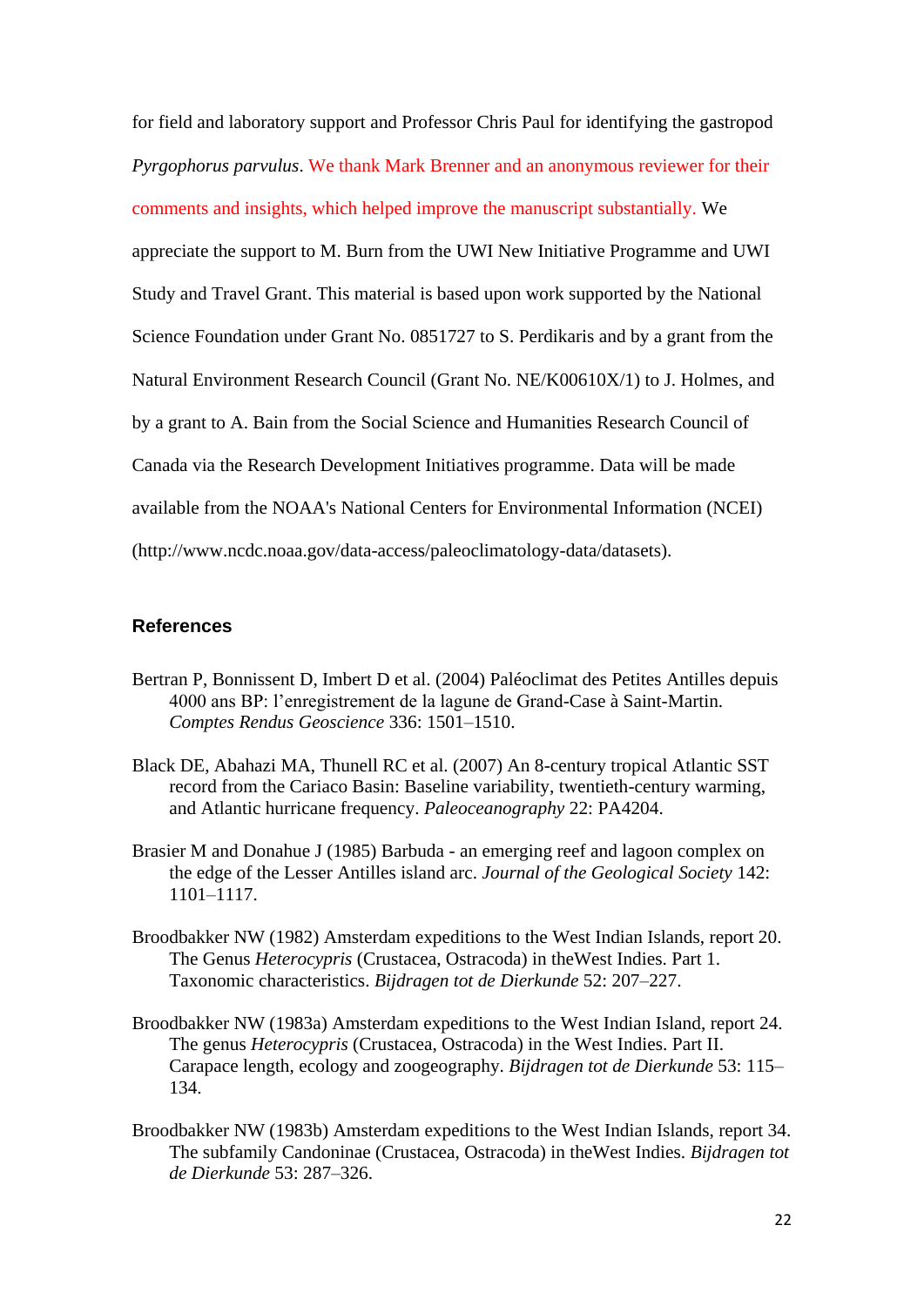for field and laboratory support and Professor Chris Paul for identifying the gastropod *Pyrgophorus parvulus*. We thank Mark Brenner and an anonymous reviewer for their comments and insights, which helped improve the manuscript substantially. We appreciate the support to M. Burn from the UWI New Initiative Programme and UWI Study and Travel Grant. This material is based upon work supported by the National Science Foundation under Grant No. 0851727 to S. Perdikaris and by a grant from the Natural Environment Research Council (Grant No. NE/K00610X/1) to J. Holmes, and by a grant to A. Bain from the Social Science and Humanities Research Council of Canada via the Research Development Initiatives programme. Data will be made available from the NOAA's National Centers for Environmental Information (NCEI) (http://www.ncdc.noaa.gov/data-access/paleoclimatology-data/datasets).

## References

Bertran P, Bonnissent D, Imbert D et al. (2004) Paléoclimat des Petites Antilles depuis 4000 ans BP: l'enregistrement de la lagune de Grand-Case à Saint-Martin. *Comptes Rendus Geoscience* 336: 1501–1510.

Black DE, Abahazi MA, Thunell RC et al. (2007) An 8-century tropical Atlantic SST record from the Cariaco Basin: Baseline variability, twentieth-century warming, and Atlantic hurricane frequency. *Paleoceanography* 22: PA4204.

Brasier M and Donahue J (1985) Barbuda - an emerging reef and lagoon complex on the edge of the Lesser Antilles island arc. *Journal of the Geological Society* 142: 1101–1117.

Broodbakker NW (1982) Amsterdam expeditions to the West Indian Islands, report 20. The Genus *Heterocypris* (Crustacea, Ostracoda) in theWest Indies. Part 1. Taxonomic characteristics. *Bijdragen tot de Dierkunde* 52: 207–227.

Broodbakker NW (1983a) Amsterdam expeditions to the West Indian Island, report 24. The genus *Heterocypris* (Crustacea, Ostracoda) in the West Indies. Part II. Carapace length, ecology and zoogeography. *Bijdragen tot de Dierkunde* 53: 115–134.

Broodbakker NW (1983b) Amsterdam expeditions to the West Indian Islands, report 34. The subfamily Candoninae (Crustacea, Ostracoda) in theWest Indies. *Bijdragen tot de Dierkunde* 53: 287–326.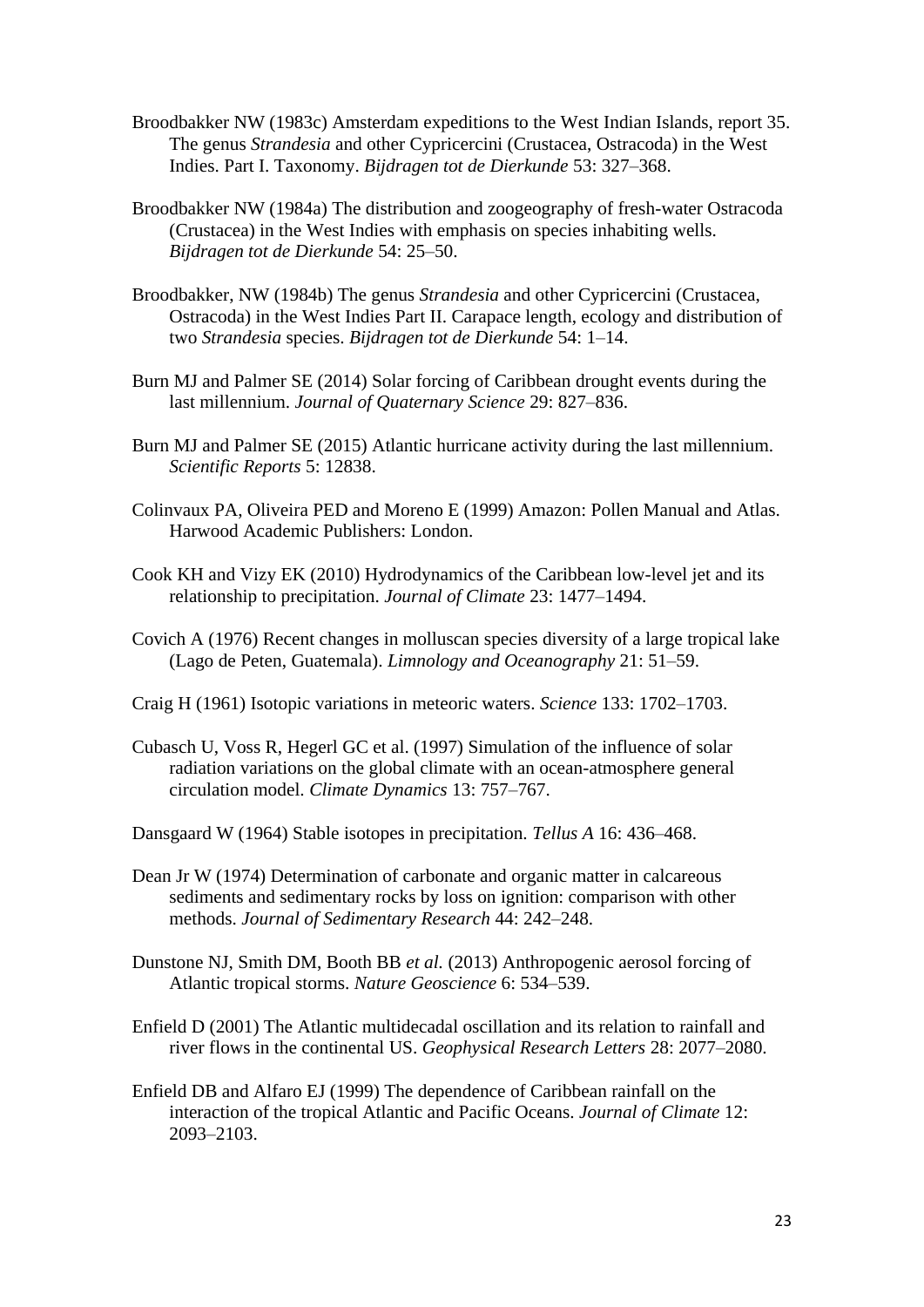Broodbakker NW (1983c) Amsterdam expeditions to the West Indian Islands, report 35. The genus *Strandesia* and other Cypricercini (Crustacea, Ostracoda) in the West Indies. Part I. Taxonomy. *Bijdragen tot de Dierkunde* 53: 327–368.

Broodbakker NW (1984a) The distribution and zoogeography of fresh-water Ostracoda (Crustacea) in the West Indies with emphasis on species inhabiting wells. *Bijdragen tot de Dierkunde* 54: 25–50.

Broodbakker, NW (1984b) The genus *Strandesia* and other Cypricercini (Crustacea, Ostracoda) in the West Indies Part II. Carapace length, ecology and distribution of two *Strandesia* species. *Bijdragen tot de Dierkunde* 54: 1–14.

Burn MJ and Palmer SE (2014) Solar forcing of Caribbean drought events during the last millennium. *Journal of Quaternary Science* 29: 827–836.

Burn MJ and Palmer SE (2015) Atlantic hurricane activity during the last millennium. *Scientific Reports* 5: 12838.

Colinvaux PA, Oliveira PED and Moreno E (1999) Amazon: Pollen Manual and Atlas. Harwood Academic Publishers: London.

Cook KH and Vizy EK (2010) Hydrodynamics of the Caribbean low-level jet and its relationship to precipitation. *Journal of Climate* 23: 1477–1494.

Covich A (1976) Recent changes in molluscan species diversity of a large tropical lake (Lago de Peten, Guatemala). *Limnology and Oceanography* 21: 51–59.

Craig H (1961) Isotopic variations in meteoric waters. *Science* 133: 1702–1703.

Cubasch U, Voss R, Hegerl GC et al. (1997) Simulation of the influence of solar radiation variations on the global climate with an ocean-atmosphere general circulation model. *Climate Dynamics* 13: 757–767.

Dansgaard W (1964) Stable isotopes in precipitation. *Tellus A* 16: 436–468.

Dean Jr W (1974) Determination of carbonate and organic matter in calcareous sediments and sedimentary rocks by loss on ignition: comparison with other methods. *Journal of Sedimentary Research* 44: 242–248.

Dunstone NJ, Smith DM, Booth BB *et al.* (2013) Anthropogenic aerosol forcing of Atlantic tropical storms. *Nature Geoscience* 6: 534–539.

Enfield D (2001) The Atlantic multidecadal oscillation and its relation to rainfall and river flows in the continental US. *Geophysical Research Letters* 28: 2077–2080.

Enfield DB and Alfaro EJ (1999) The dependence of Caribbean rainfall on the interaction of the tropical Atlantic and Pacific Oceans. *Journal of Climate* 12: 2093–2103.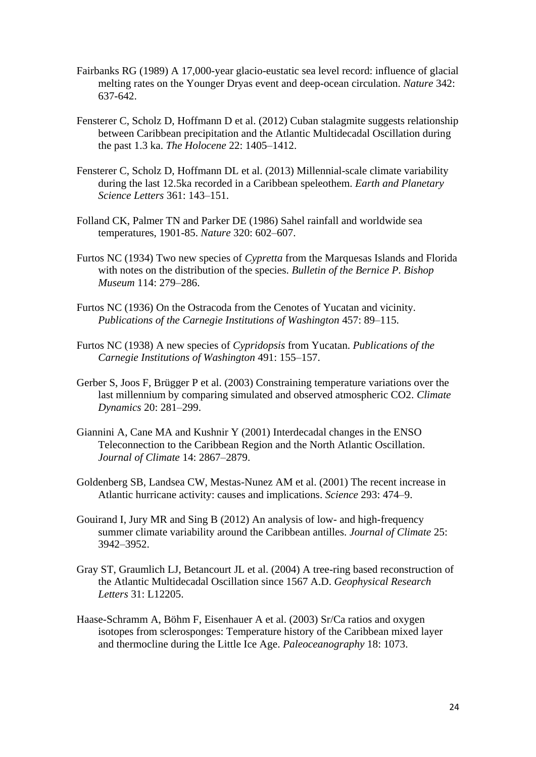Fairbanks RG (1989) A 17,000-year glacio-eustatic sea level record: influence of glacial melting rates on the Younger Dryas event and deep-ocean circulation. *Nature* 342: 637-642.

Fensterer C, Scholz D, Hoffmann D et al. (2012) Cuban stalagmite suggests relationship between Caribbean precipitation and the Atlantic Multidecadal Oscillation during the past 1.3 ka. *The Holocene* 22: 1405–1412.

Fensterer C, Scholz D, Hoffmann DL et al. (2013) Millennial-scale climate variability during the last 12.5ka recorded in a Caribbean speleothem. *Earth and Planetary Science Letters* 361: 143–151.

Folland CK, Palmer TN and Parker DE (1986) Sahel rainfall and worldwide sea temperatures, 1901-85. *Nature* 320: 602–607.

Furtos NC (1934) Two new species of *Cypretta* from the Marquesas Islands and Florida with notes on the distribution of the species. *Bulletin of the Bernice P. Bishop Museum* 114: 279–286.

Furtos NC (1936) On the Ostracoda from the Cenotes of Yucatan and vicinity. *Publications of the Carnegie Institutions of Washington* 457: 89–115.

Furtos NC (1938) A new species of *Cypridopsis* from Yucatan. *Publications of the Carnegie Institutions of Washington* 491: 155–157.

Gerber S, Joos F, Brügger P et al. (2003) Constraining temperature variations over the last millennium by comparing simulated and observed atmospheric CO2. *Climate Dynamics* 20: 281–299.

Giannini A, Cane MA and Kushnir Y (2001) Interdecadal changes in the ENSO Teleconnection to the Caribbean Region and the North Atlantic Oscillation. *Journal of Climate* 14: 2867–2879.

Goldenberg SB, Landsea CW, Mestas-Nunez AM et al. (2001) The recent increase in Atlantic hurricane activity: causes and implications. *Science* 293: 474–9.

Gouirand I, Jury MR and Sing B (2012) An analysis of low- and high-frequency summer climate variability around the Caribbean antilles. *Journal of Climate* 25: 3942–3952.

Gray ST, Graumlich LJ, Betancourt JL et al. (2004) A tree-ring based reconstruction of the Atlantic Multidecadal Oscillation since 1567 A.D. *Geophysical Research Letters* 31: L12205.

Haase-Schramm A, Böhm F, Eisenhauer A et al. (2003) Sr/Ca ratios and oxygen isotopes from sclerosponges: Temperature history of the Caribbean mixed layer and thermocline during the Little Ice Age. *Paleoceanography* 18: 1073.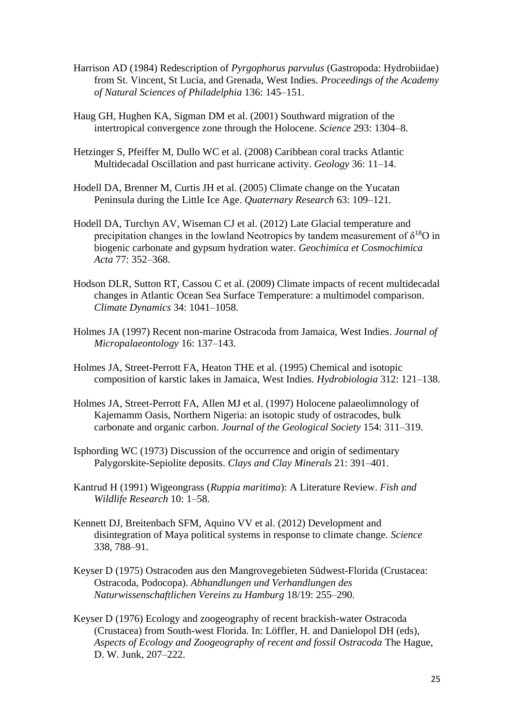Harrison AD (1984) Redescription of *Pyrgophorus parvulus* (Gastropoda: Hydrobiidae) from St. Vincent, St Lucia, and Grenada, West Indies. *Proceedings of the Academy of Natural Sciences of Philadelphia* 136: 145–151.

Haug GH, Hughen KA, Sigman DM et al. (2001) Southward migration of the intertropical convergence zone through the Holocene. *Science* 293: 1304–8.

Hetzinger S, Pfeiffer M, Dullo WC et al. (2008) Caribbean coral tracks Atlantic Multidecadal Oscillation and past hurricane activity. *Geology* 36: 11–14.

Hodell DA, Brenner M, Curtis JH et al. (2005) Climate change on the Yucatan Peninsula during the Little Ice Age. *Quaternary Research* 63: 109–121.

Hodell DA, Turchyn AV, Wiseman CJ et al. (2012) Late Glacial temperature and precipitation changes in the lowland Neotropics by tandem measurement of $\delta^{18}O$ in biogenic carbonate and gypsum hydration water. *Geochimica et Cosmochimica Acta* 77: 352–368.

Hodson DLR, Sutton RT, Cassou C et al. (2009) Climate impacts of recent multidecadal changes in Atlantic Ocean Sea Surface Temperature: a multimodel comparison. *Climate Dynamics* 34: 1041–1058.

Holmes JA (1997) Recent non-marine Ostracoda from Jamaica, West Indies. *Journal of Micropalaeontology* 16: 137–143.

Holmes JA, Street-Perrott FA, Heaton THE et al. (1995) Chemical and isotopic composition of karstic lakes in Jamaica, West Indies. *Hydrobiologia* 312: 121–138.

Holmes JA, Street-Perrott FA, Allen MJ et al. (1997) Holocene palaeolimnology of Kajemamm Oasis, Northern Nigeria: an isotopic study of ostracodes, bulk carbonate and organic carbon. *Journal of the Geological Society* 154: 311–319.

Isphording WC (1973) Discussion of the occurrence and origin of sedimentary Palygorskite-Sepiolite deposits. *Clays and Clay Minerals* 21: 391–401.

Kantrud H (1991) Wigeongrass (*Ruppia maritima*): A Literature Review. *Fish and Wildlife Research* 10: 1–58.

Kennett DJ, Breitenbach SFM, Aquino VV et al. (2012) Development and disintegration of Maya political systems in response to climate change. *Science* 338, 788–91.

Keyser D (1975) Ostracoden aus den Mangrovegebieten Südwest-Florida (Crustacea: Ostracoda, Podocopa). *Abhandlungen und Verhandlungen des Naturwissenschaftlichen Vereins zu Hamburg* 18/19: 255–290.

Keyser D (1976) Ecology and zoogeography of recent brackish-water Ostracoda (Crustacea) from South-west Florida. In: Löffler, H. and Danielopol DH (eds), *Aspects of Ecology and Zoogeography of recent and fossil Ostracoda* The Hague, D. W. Junk, 207–222.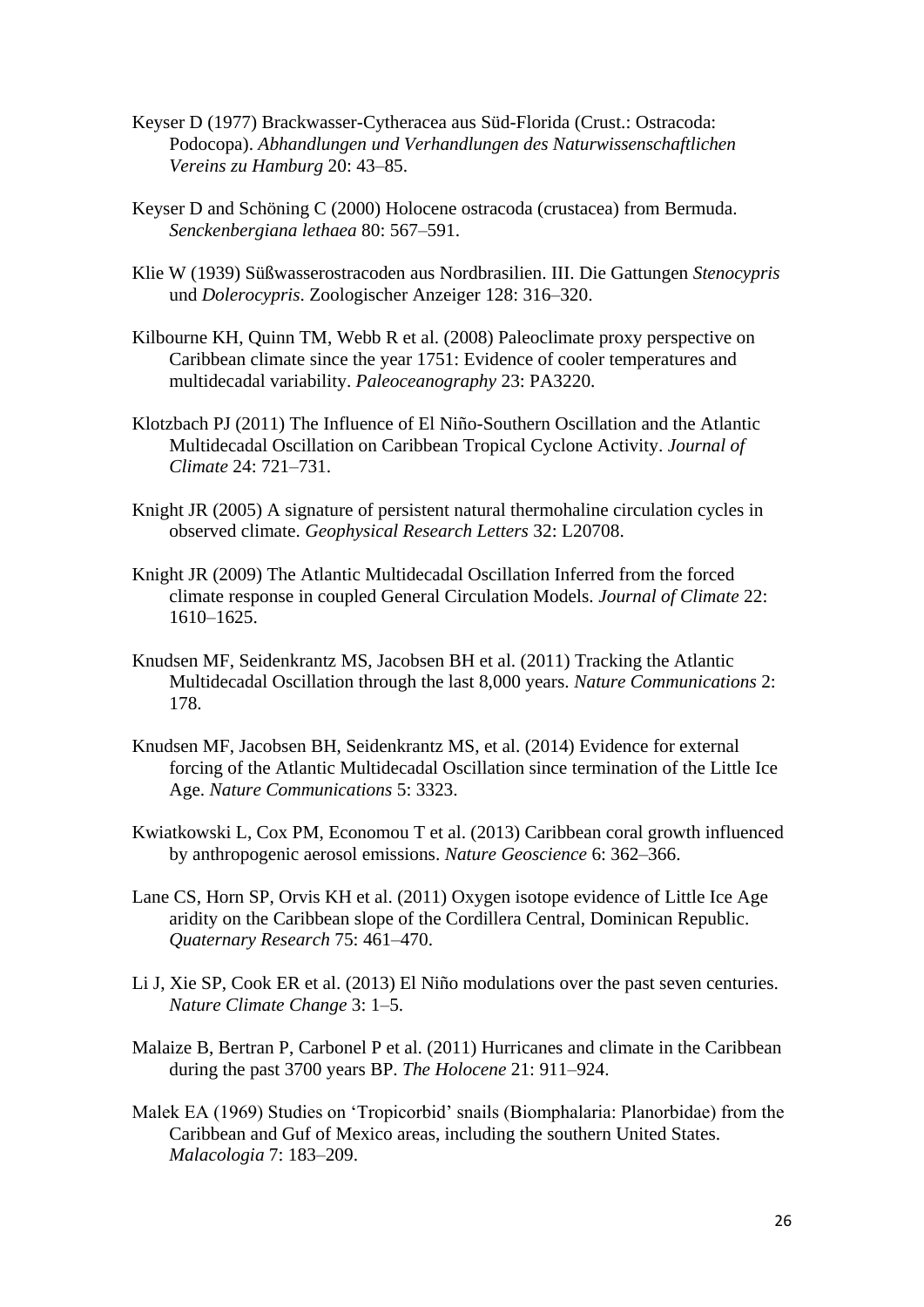Keyser D (1977) Brackwasser-Cytheracea aus Süd-Florida (Crust.: Ostracoda: Podocopa). *Abhandlungen und Verhandlungen des Naturwissenschaftlichen Vereins zu Hamburg* 20: 43–85.

Keyser D and Schöning C (2000) Holocene ostracoda (crustacea) from Bermuda. *Senckenbergiana lethaea* 80: 567–591.

Klie W (1939) Süßwasserostracoden aus Nordbrasilien. III. Die Gattungen *Stenocypris* und *Dolerocypris*. Zoologischer Anzeiger 128: 316–320.

Kilbourne KH, Quinn TM, Webb R et al. (2008) Paleoclimate proxy perspective on Caribbean climate since the year 1751: Evidence of cooler temperatures and multidecadal variability. *Paleoceanography* 23: PA3220.

Klotzbach PJ (2011) The Influence of El Niño-Southern Oscillation and the Atlantic Multidecadal Oscillation on Caribbean Tropical Cyclone Activity. *Journal of Climate* 24: 721–731.

Knight JR (2005) A signature of persistent natural thermohaline circulation cycles in observed climate. *Geophysical Research Letters* 32: L20708.

Knight JR (2009) The Atlantic Multidecadal Oscillation Inferred from the forced climate response in coupled General Circulation Models. *Journal of Climate* 22: 1610–1625.

Knudsen MF, Seidenkrantz MS, Jacobsen BH et al. (2011) Tracking the Atlantic Multidecadal Oscillation through the last 8,000 years. *Nature Communications* 2: 178.

Knudsen MF, Jacobsen BH, Seidenkrantz MS, et al. (2014) Evidence for external forcing of the Atlantic Multidecadal Oscillation since termination of the Little Ice Age. *Nature Communications* 5: 3323.

Kwiatkowski L, Cox PM, Economou T et al. (2013) Caribbean coral growth influenced by anthropogenic aerosol emissions. *Nature Geoscience* 6: 362–366.

Lane CS, Horn SP, Orvis KH et al. (2011) Oxygen isotope evidence of Little Ice Age aridity on the Caribbean slope of the Cordillera Central, Dominican Republic. *Quaternary Research* 75: 461–470.

Li J, Xie SP, Cook ER et al. (2013) El Niño modulations over the past seven centuries. *Nature Climate Change* 3: 1–5.

Malaize B, Bertran P, Carbonel P et al. (2011) Hurricanes and climate in the Caribbean during the past 3700 years BP. *The Holocene* 21: 911–924.

Malek EA (1969) Studies on 'Tropicorbid' snails (Biomphalaria: Planorbidae) from the Caribbean and Guf of Mexico areas, including the southern United States. *Malacologia* 7: 183–209.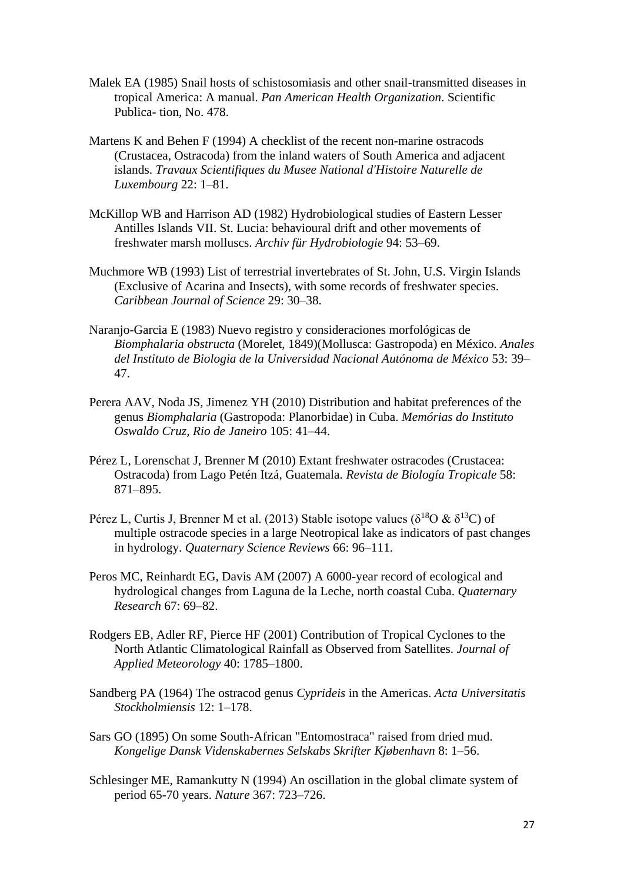Malek EA (1985) Snail hosts of schistosomiasis and other snail-transmitted diseases in tropical America: A manual. *Pan American Health Organization*. Scientific Publica- tion, No. 478.

Martens K and Behen F (1994) A checklist of the recent non-marine ostracods (Crustacea, Ostracoda) from the inland waters of South America and adjacent islands. *Travaux Scientifiques du Musee National d'Histoire Naturelle de Luxembourg* 22: 1–81.

McKillop WB and Harrison AD (1982) Hydrobiological studies of Eastern Lesser Antilles Islands VII. St. Lucia: behavioural drift and other movements of freshwater marsh molluscs. *Archiv für Hydrobiologie* 94: 53–69.

Muchmore WB (1993) List of terrestrial invertebrates of St. John, U.S. Virgin Islands (Exclusive of Acarina and Insects), with some records of freshwater species. *Caribbean Journal of Science* 29: 30–38.

Naranjo-Garcia E (1983) Nuevo registro y consideraciones morfológicas de *Biomphalaria obstructa* (Morelet, 1849)(Mollusca: Gastropoda) en México. *Anales del Instituto de Biologia de la Universidad Nacional Autónoma de México* 53: 39–47.

Perera AAV, Noda JS, Jimenez YH (2010) Distribution and habitat preferences of the genus *Biomphalaria* (Gastropoda: Planorbidae) in Cuba. *Memórias do Instituto Oswaldo Cruz, Rio de Janeiro* 105: 41–44.

Pérez L, Lorenschat J, Brenner M (2010) Extant freshwater ostracodes (Crustacea: Ostracoda) from Lago Petén Itzá, Guatemala. *Revista de Biología Tropicale* 58: 871–895.

Pérez L, Curtis J, Brenner M et al. (2013) Stable isotope values ($\delta^{18}$O & $\delta^{13}$C) of multiple ostracode species in a large Neotropical lake as indicators of past changes in hydrology. *Quaternary Science Reviews* 66: 96–111.

Peros MC, Reinhardt EG, Davis AM (2007) A 6000-year record of ecological and hydrological changes from Laguna de la Leche, north coastal Cuba. *Quaternary Research* 67: 69–82.

Rodgers EB, Adler RF, Pierce HF (2001) Contribution of Tropical Cyclones to the North Atlantic Climatological Rainfall as Observed from Satellites. *Journal of Applied Meteorology* 40: 1785–1800.

Sandberg PA (1964) The ostracod genus *Cyprideis* in the Americas. *Acta Universitatis Stockholmiensis* 12: 1–178.

Sars GO (1895) On some South-African "Entomostraca" raised from dried mud. *Kongelige Dansk Videnskabernes Selskabs Skrifter Kjøbenhavn* 8: 1–56.

Schlesinger ME, Ramankutty N (1994) An oscillation in the global climate system of period 65-70 years. *Nature* 367: 723–726.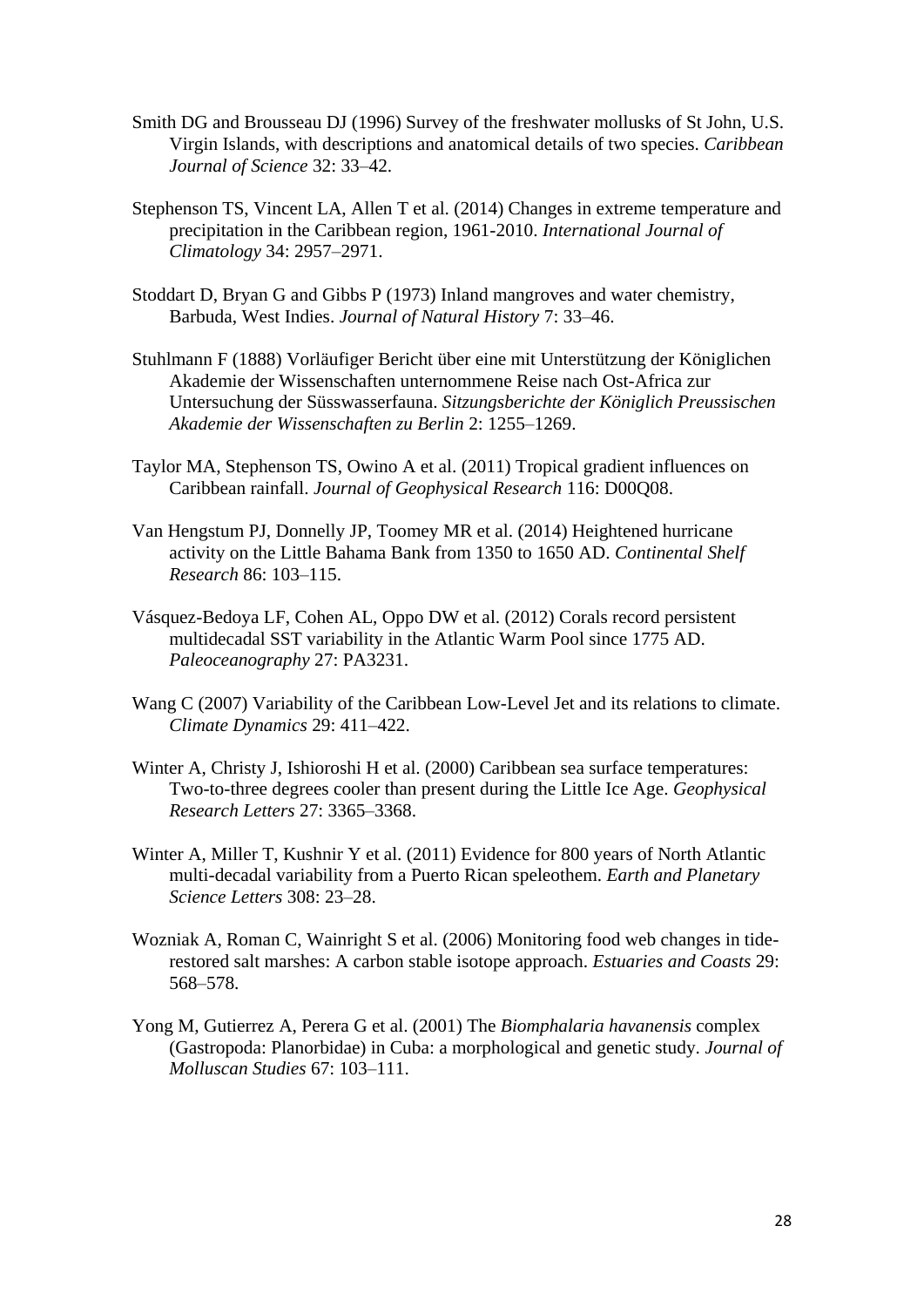Smith DG and Brousseau DJ (1996) Survey of the freshwater mollusks of St John, U.S. Virgin Islands, with descriptions and anatomical details of two species. *Caribbean Journal of Science* 32: 33–42.

Stephenson TS, Vincent LA, Allen T et al. (2014) Changes in extreme temperature and precipitation in the Caribbean region, 1961-2010. *International Journal of Climatology* 34: 2957–2971.

Stoddart D, Bryan G and Gibbs P (1973) Inland mangroves and water chemistry, Barbuda, West Indies. *Journal of Natural History* 7: 33–46.

Stuhlmann F (1888) Vorläufiger Bericht über eine mit Unterstützung der Königlichen Akademie der Wissenschaften unternommene Reise nach Ost-Africa zur Untersuchung der Süsswasserfauna. *Sitzungsberichte der Königlich Preussischen Akademie der Wissenschaften zu Berlin* 2: 1255–1269.

Taylor MA, Stephenson TS, Owino A et al. (2011) Tropical gradient influences on Caribbean rainfall. *Journal of Geophysical Research* 116: D00Q08.

Van Hengstum PJ, Donnelly JP, Toomey MR et al. (2014) Heightened hurricane activity on the Little Bahama Bank from 1350 to 1650 AD. *Continental Shelf Research* 86: 103–115.

Vásquez-Bedoya LF, Cohen AL, Oppo DW et al. (2012) Corals record persistent multidecadal SST variability in the Atlantic Warm Pool since 1775 AD. *Paleoceanography* 27: PA3231.

Wang C (2007) Variability of the Caribbean Low-Level Jet and its relations to climate. *Climate Dynamics* 29: 411–422.

Winter A, Christy J, Ishioroshi H et al. (2000) Caribbean sea surface temperatures: Two-to-three degrees cooler than present during the Little Ice Age. *Geophysical Research Letters* 27: 3365–3368.

Winter A, Miller T, Kushnir Y et al. (2011) Evidence for 800 years of North Atlantic multi-decadal variability from a Puerto Rican speleothem. *Earth and Planetary Science Letters* 308: 23–28.

Wozniak A, Roman C, Wainright S et al. (2006) Monitoring food web changes in tide-restored salt marshes: A carbon stable isotope approach. *Estuaries and Coasts* 29: 568–578.

Yong M, Gutierrez A, Perera G et al. (2001) The *Biomphalaria havanensis* complex (Gastropoda: Planorbidae) in Cuba: a morphological and genetic study. *Journal of Molluscan Studies* 67: 103–111.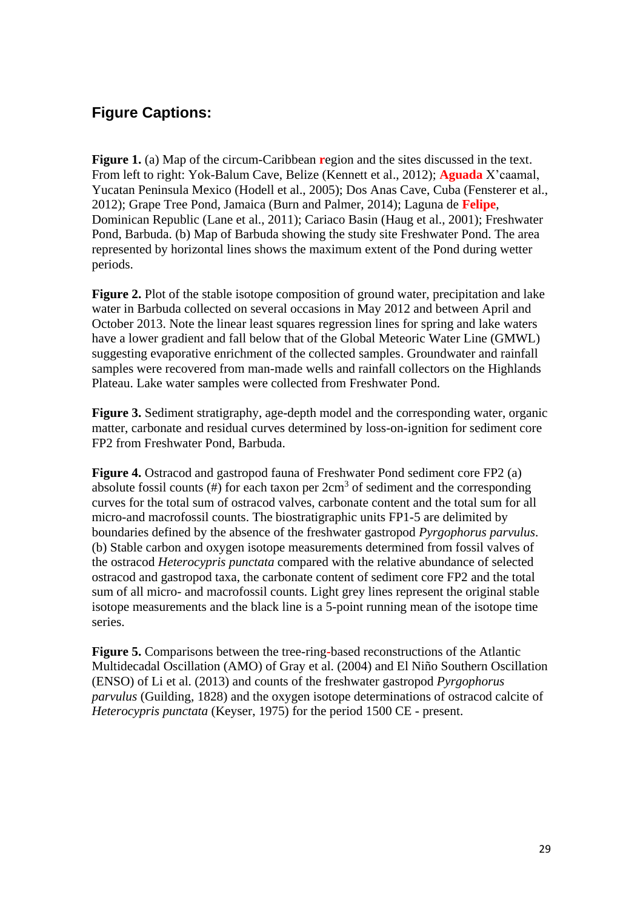## Figure Captions:

**Figure 1.** (a) Map of the circum-Caribbean region and the sites discussed in the text. From left to right: Yok-Balum Cave, Belize (Kennett et al., 2012); **Aguada** X'caamal, Yucatan Peninsula Mexico (Hodell et al., 2005); Dos Anas Cave, Cuba (Fensterer et al., 2012); Grape Tree Pond, Jamaica (Burn and Palmer, 2014); Laguna de **Felipe**, Dominican Republic (Lane et al., 2011); Cariaco Basin (Haug et al., 2001); Freshwater Pond, Barbuda. (b) Map of Barbuda showing the study site Freshwater Pond. The area represented by horizontal lines shows the maximum extent of the Pond during wetter periods.

**Figure 2.** Plot of the stable isotope composition of ground water, precipitation and lake water in Barbuda collected on several occasions in May 2012 and between April and October 2013. Note the linear least squares regression lines for spring and lake waters have a lower gradient and fall below that of the Global Meteoric Water Line (GMWL) suggesting evaporative enrichment of the collected samples. Groundwater and rainfall samples were recovered from man-made wells and rainfall collectors on the Highlands Plateau. Lake water samples were collected from Freshwater Pond.

**Figure 3.** Sediment stratigraphy, age-depth model and the corresponding water, organic matter, carbonate and residual curves determined by loss-on-ignition for sediment core FP2 from Freshwater Pond, Barbuda.

**Figure 4.** Ostracod and gastropod fauna of Freshwater Pond sediment core FP2 (a) absolute fossil counts (#) for each taxon per $2cm^3$ of sediment and the corresponding curves for the total sum of ostracod valves, carbonate content and the total sum for all micro-and macrofossil counts. The biostratigraphic units FP1-5 are delimited by boundaries defined by the absence of the freshwater gastropod *Pyrgophorus parvulus*. (b) Stable carbon and oxygen isotope measurements determined from fossil valves of the ostracod *Heterocypris punctata* compared with the relative abundance of selected ostracod and gastropod taxa, the carbonate content of sediment core FP2 and the total sum of all micro- and macrofossil counts. Light grey lines represent the original stable isotope measurements and the black line is a 5-point running mean of the isotope time series.

**Figure 5.** Comparisons between the tree-ring-based reconstructions of the Atlantic Multidecadal Oscillation (AMO) of Gray et al. (2004) and El Niño Southern Oscillation (ENSO) of Li et al. (2013) and counts of the freshwater gastropod *Pyrgophorus parvulus* (Guilding, 1828) and the oxygen isotope determinations of ostracod calcite of *Heterocypris punctata* (Keyser, 1975) for the period 1500 CE - present.